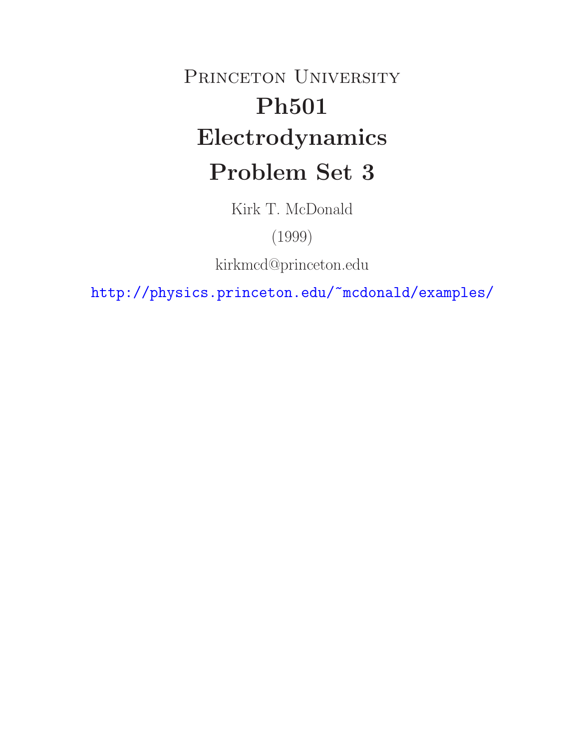# Princeton University

# Ph501

# Electrodynamics

# Problem Set 3

Kirk T. McDonald

(1999)

kirkmcd@princeton.edu

http://physics.princeton.edu/~mcdonald/examples/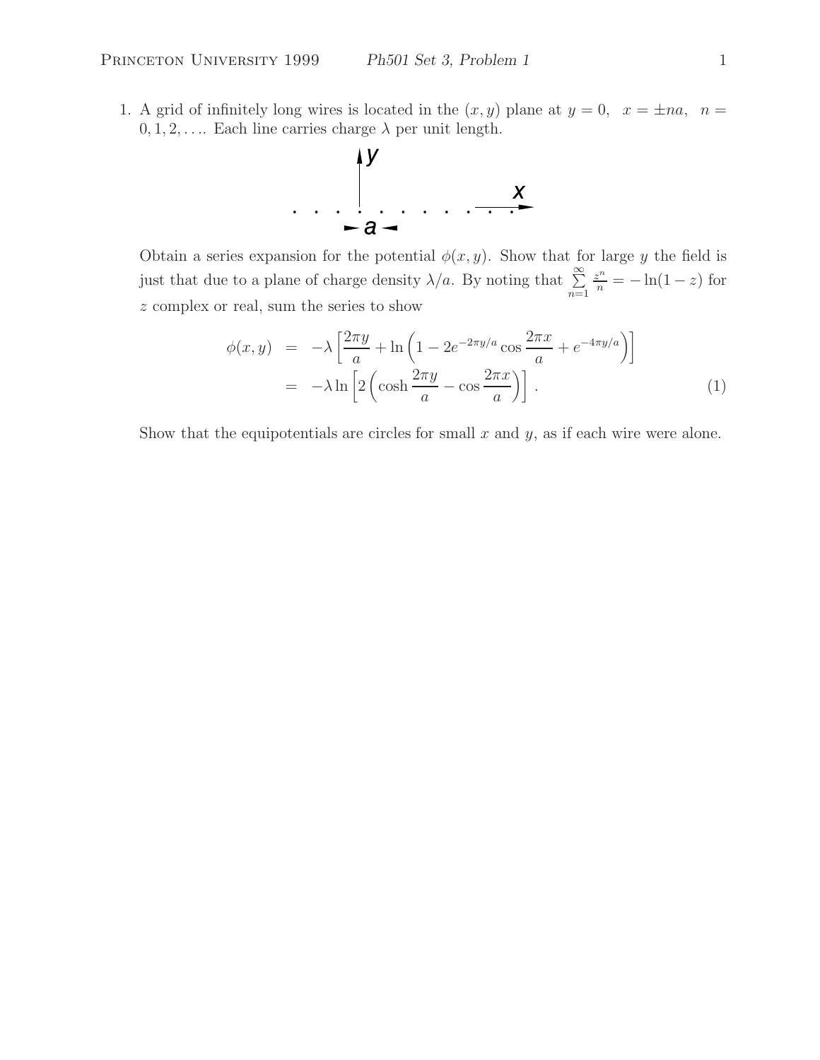1. A grid of infinitely long wires is located in the $(x, y)$ plane at $y = 0$, $x = \pm na$, $n = 0, 1, 2, \ldots$. Each line carries charge $\lambda$ per unit length.

   Obtain a series expansion for the potential $\phi(x, y)$. Show that for large $y$ the field is just that due to a plane of charge density $\lambda/a$. By noting that $\sum_{n=1}^{\infty} \frac{z^n}{n} = -\ln(1 - z)$ for $z$ complex or real, sum the series to show

$$
\begin{aligned}
\phi(x, y) &= -\lambda \left[ \frac{2\pi y}{a} + \ln\left(1 - 2e^{-2\pi y/a} \cos\frac{2\pi x}{a} + e^{-4\pi y/a}\right)\right] \\
&= -\lambda \ln\left[2\left(\cosh\frac{2\pi y}{a} - \cos\frac{2\pi x}{a}\right)\right] . \qquad (1)
\end{aligned}
$$

   Show that the equipotentials are circles for small $x$ and $y$, as if each wire were alone.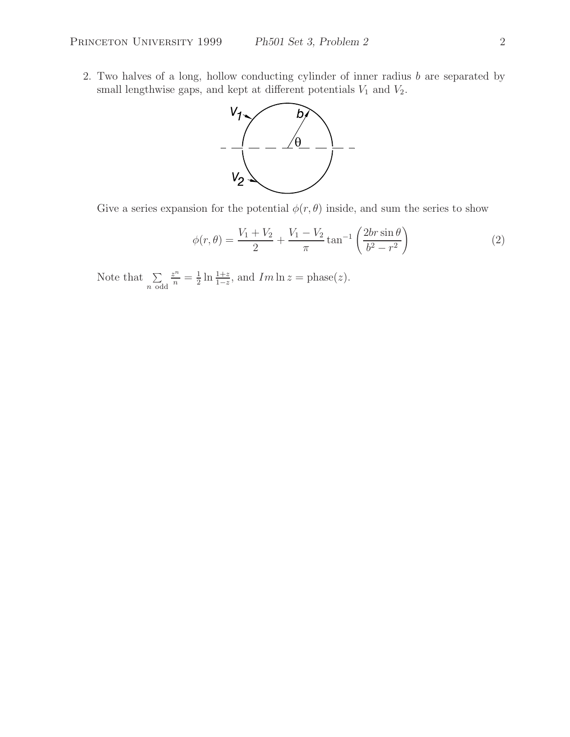2. Two halves of a long, hollow conducting cylinder of inner radius $b$ are separated by small lengthwise gaps, and kept at different potentials $V_1$ and $V_2$.

Give a series expansion for the potential $\phi(r, \theta)$ inside, and sum the series to show

$$\phi(r, \theta) = \frac{V_1 + V_2}{2} + \frac{V_1 - V_2}{\pi} \tan^{-1} \left( \frac{2br \sin \theta}{b^2 - r^2} \right) \tag{2}$$

Note that $\sum_{n \text{ odd}} \frac{z^n}{n} = \frac{1}{2} \ln \frac{1+z}{1-z}$, and $Im \ln z = \text{phase}(z)$.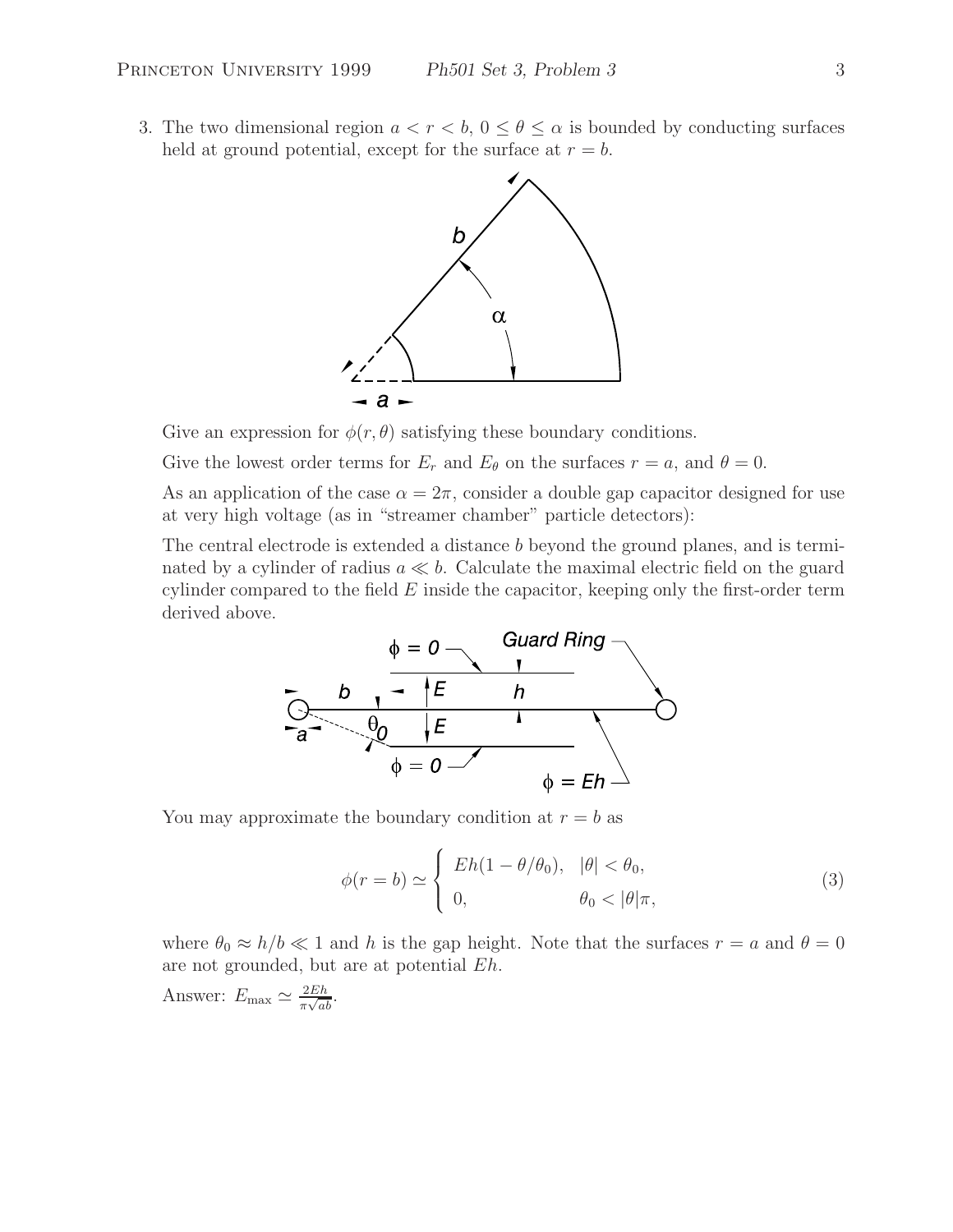3. The two dimensional region $a < r < b$, $0 \le \theta \le \alpha$ is bounded by conducting surfaces held at ground potential, except for the surface at $r = b$.

Give an expression for $\phi(r, \theta)$ satisfying these boundary conditions.

Give the lowest order terms for $E_r$ and $E_\theta$ on the surfaces $r = a$, and $\theta = 0$.

As an application of the case $\alpha = 2\pi$, consider a double gap capacitor designed for use at very high voltage (as in "streamer chamber" particle detectors):

The central electrode is extended a distance $b$ beyond the ground planes, and is terminated by a cylinder of radius $a \ll b$. Calculate the maximal electric field on the guard cylinder compared to the field $E$ inside the capacitor, keeping only the first-order term derived above.

You may approximate the boundary condition at $r = b$ as

$$\phi(r = b) \simeq \begin{cases} Eh(1 - \theta/\theta_0), & |\theta| < \theta_0, \\ 0, & \theta_0 < |\theta|\pi, \end{cases} \tag{3}$$

where $\theta_0 \approx h/b \ll 1$ and $h$ is the gap height. Note that the surfaces $r = a$ and $\theta = 0$ are not grounded, but are at potential $Eh$.

Answer: $E_{\max} \simeq \frac{2Eh}{\pi\sqrt{ab}}$.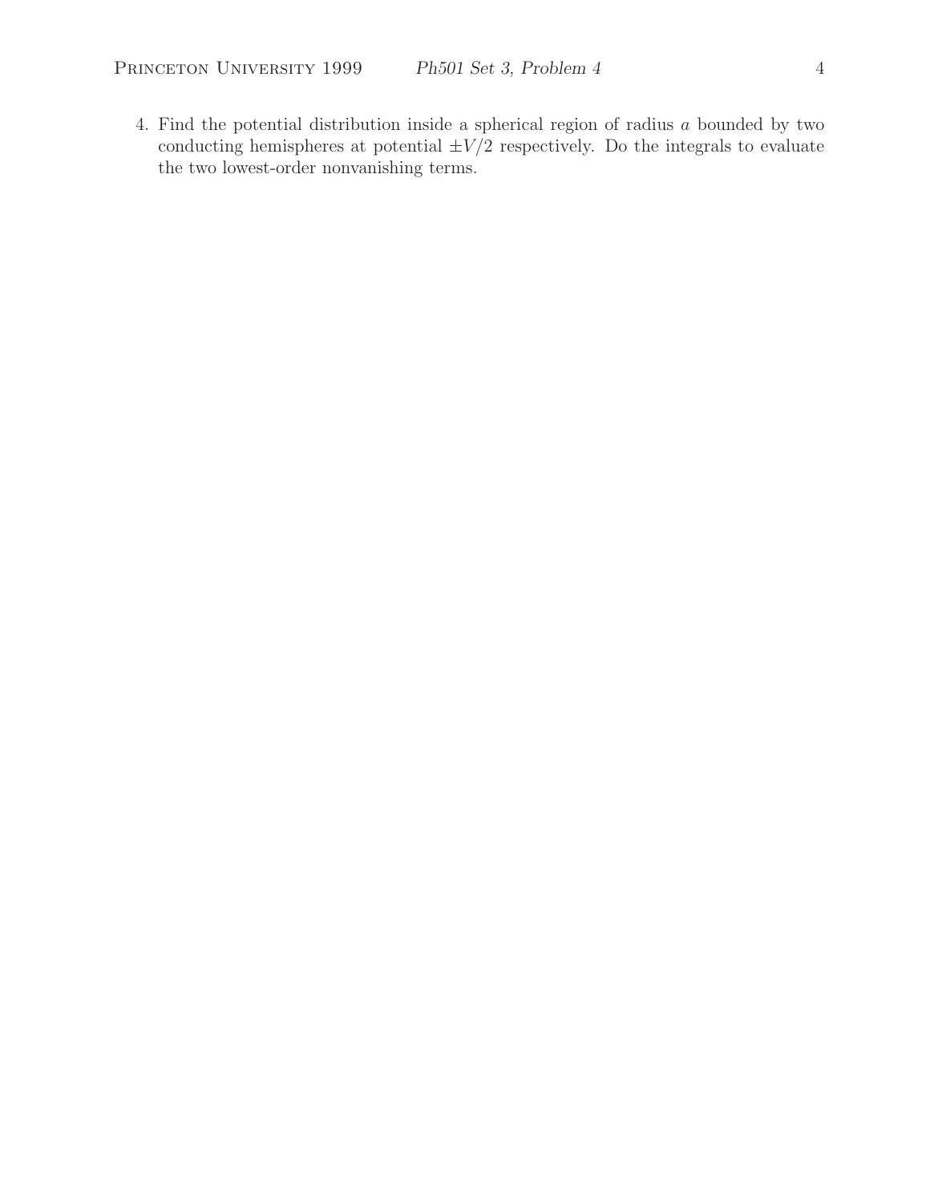4. Find the potential distribution inside a spherical region of radius $a$ bounded by two conducting hemispheres at potential $\pm V/2$ respectively. Do the integrals to evaluate the two lowest-order nonvanishing terms.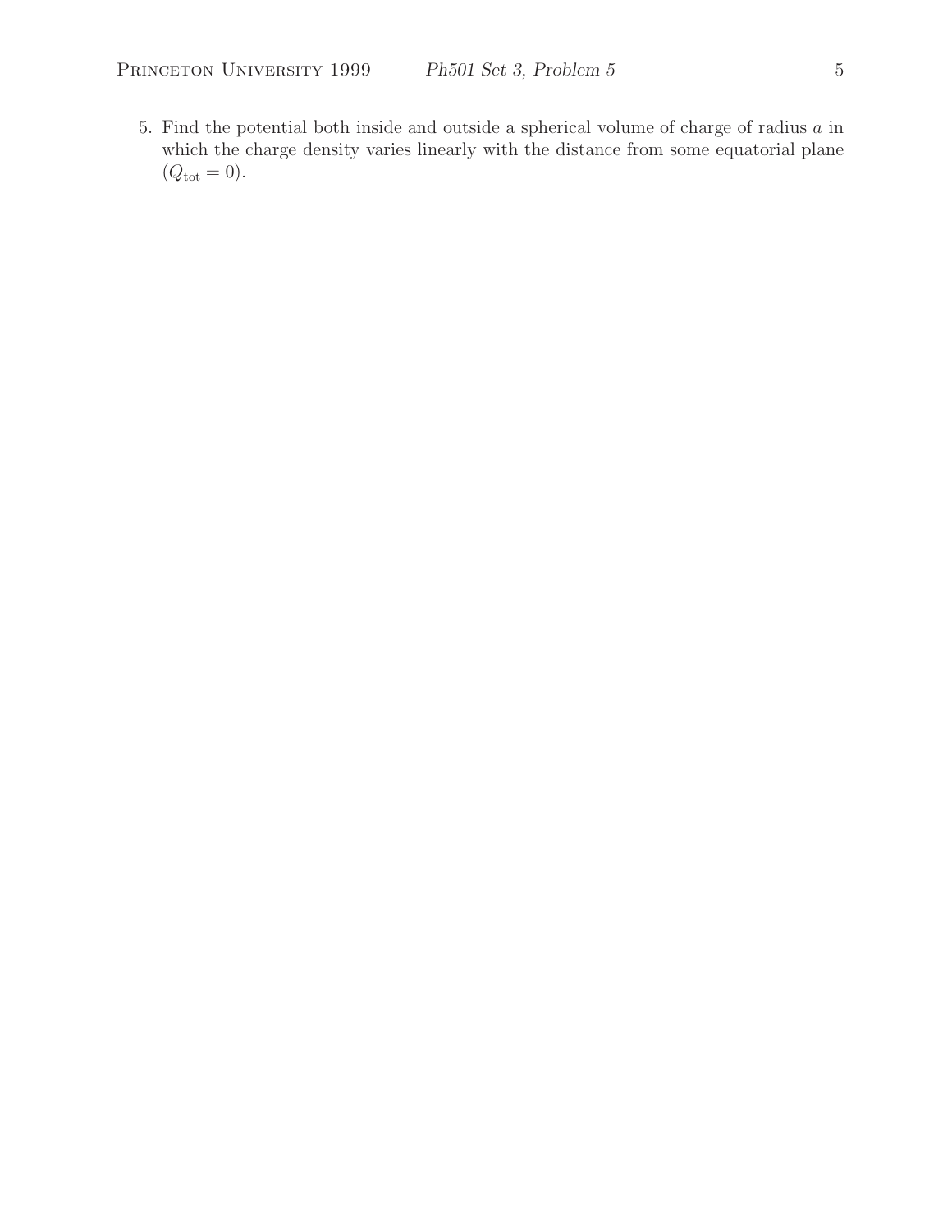5. Find the potential both inside and outside a spherical volume of charge of radius $a$ in which the charge density varies linearly with the distance from some equatorial plane ($Q_{\text{tot}} = 0$).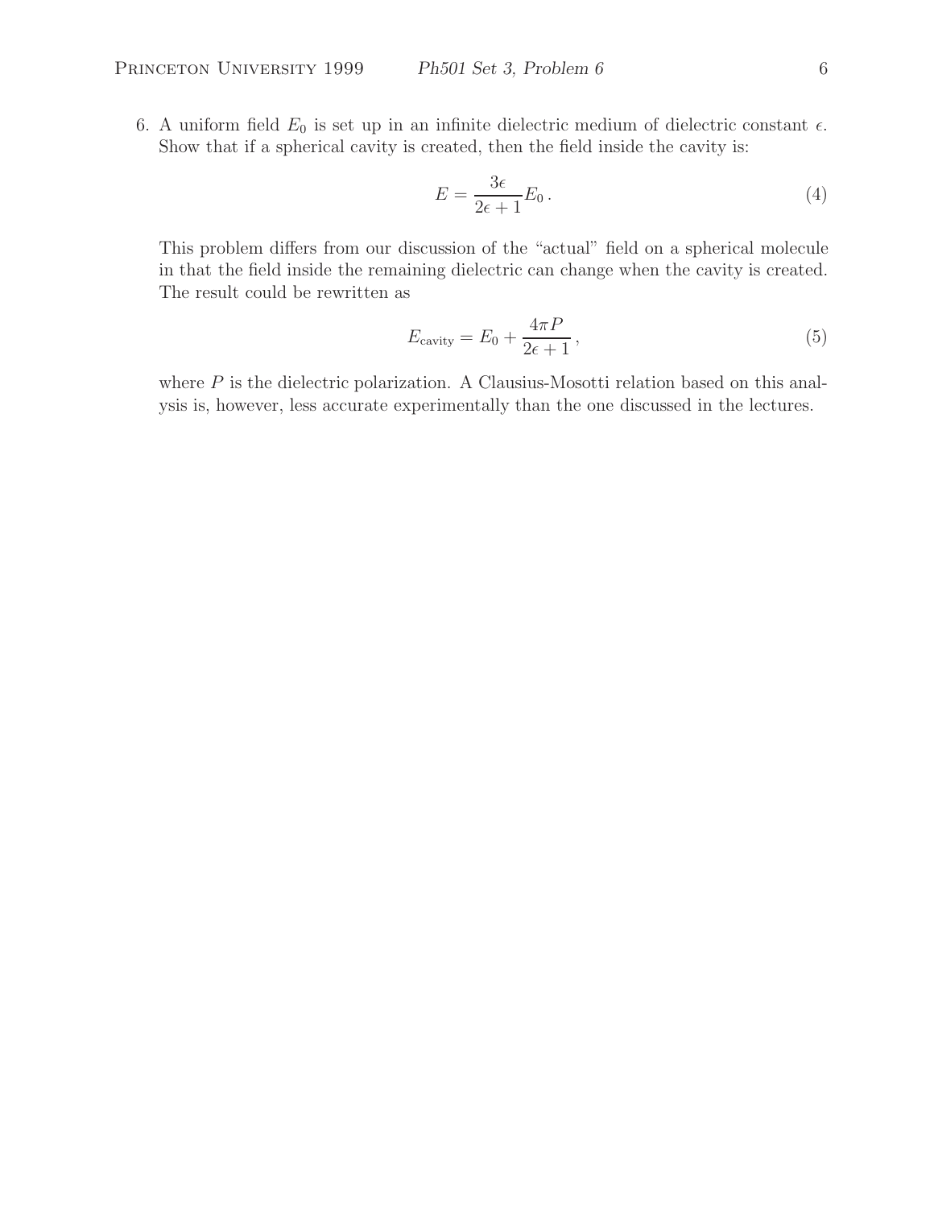6. A uniform field $E_0$ is set up in an infinite dielectric medium of dielectric constant $\epsilon$. Show that if a spherical cavity is created, then the field inside the cavity is:

$$E = \frac{3\epsilon}{2\epsilon + 1} E_0 \,. \tag{4}$$

This problem differs from our discussion of the "actual" field on a spherical molecule in that the field inside the remaining dielectric can change when the cavity is created. The result could be rewritten as

$$E_{\text{cavity}} = E_0 + \frac{4\pi P}{2\epsilon + 1} \,, \tag{5}$$

where $P$ is the dielectric polarization. A Clausius-Mosotti relation based on this analysis is, however, less accurate experimentally than the one discussed in the lectures.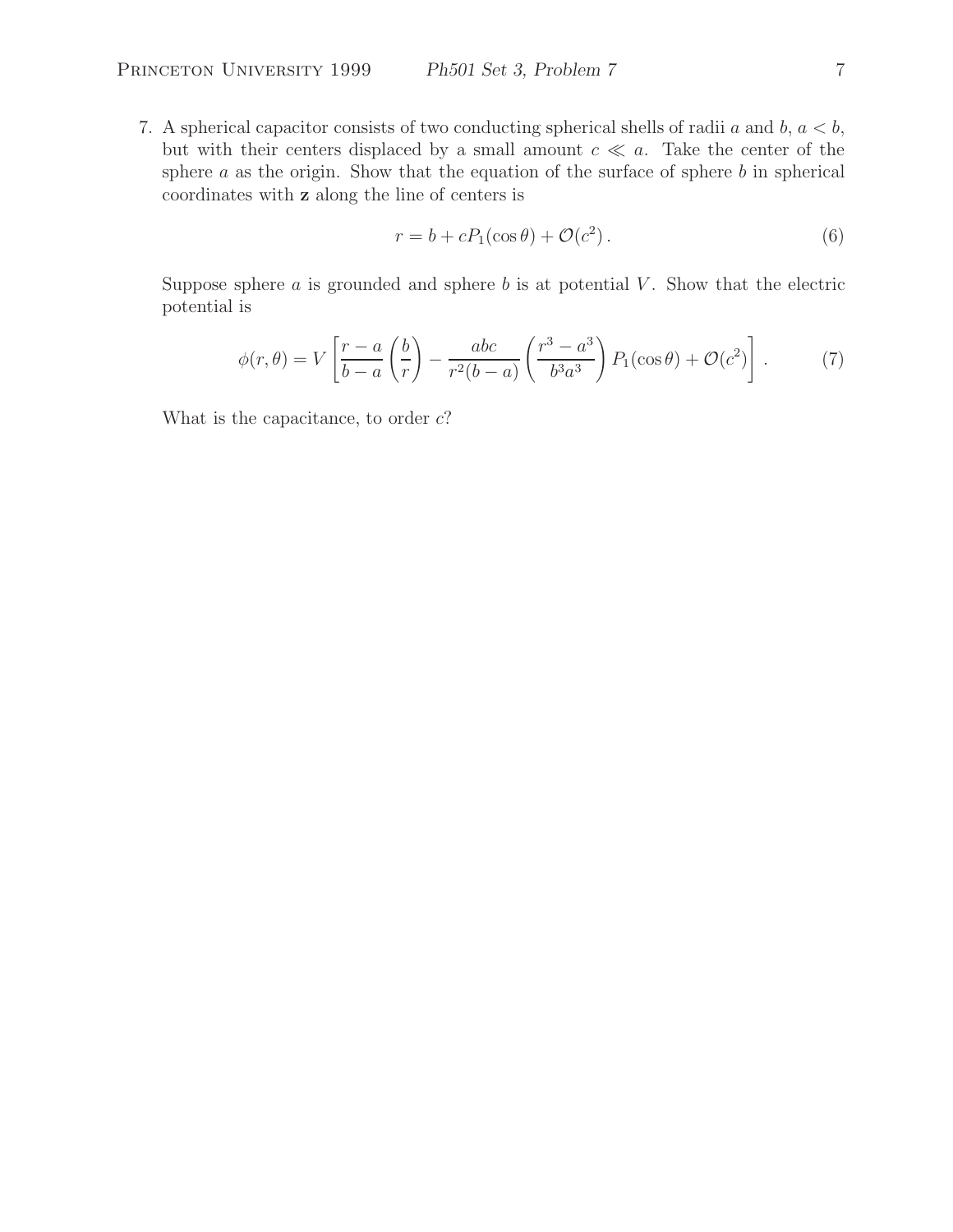7. A spherical capacitor consists of two conducting spherical shells of radii $a$ and $b$, $a < b$, but with their centers displaced by a small amount $c \ll a$. Take the center of the sphere $a$ as the origin. Show that the equation of the surface of sphere $b$ in spherical coordinates with $\mathbf{z}$ along the line of centers is

$$
r = b + cP_1(\cos\theta) + \mathcal{O}(c^2)\,. \tag{6}
$$

Suppose sphere $a$ is grounded and sphere $b$ is at potential $V$. Show that the electric potential is

$$
\phi(r,\theta) = V\left[\frac{r-a}{b-a}\left(\frac{b}{r}\right) - \frac{abc}{r^2(b-a)}\left(\frac{r^3-a^3}{b^3a^3}\right)P_1(\cos\theta) + \mathcal{O}(c^2)\right]. \tag{7}
$$

What is the capacitance, to order $c$?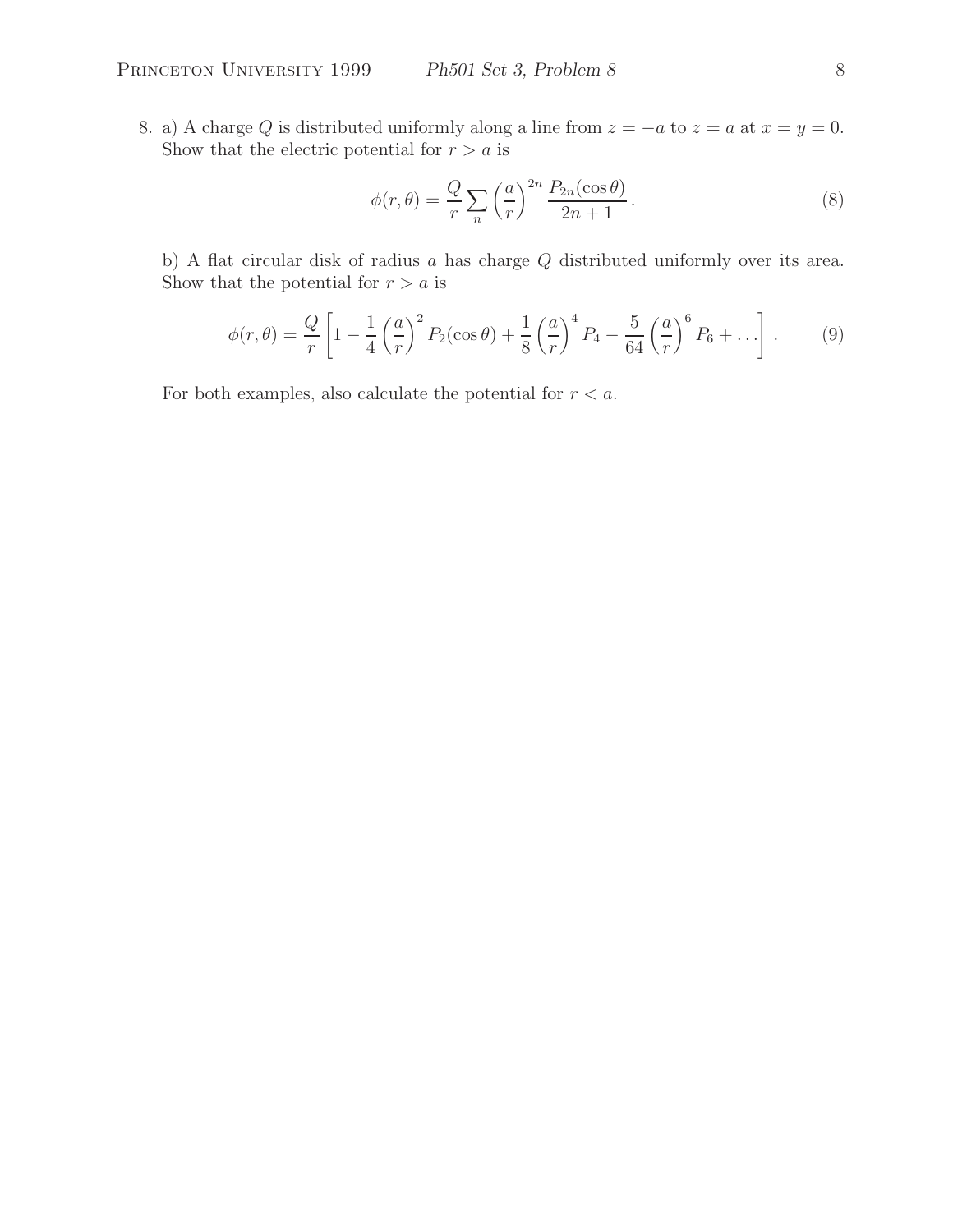8. a) A charge $Q$ is distributed uniformly along a line from $z = -a$ to $z = a$ at $x = y = 0$. Show that the electric potential for $r > a$ is

$$\phi(r, \theta) = \frac{Q}{r} \sum_n \left(\frac{a}{r}\right)^{2n} \frac{P_{2n}(\cos\theta)}{2n+1}. \tag{8}$$

b) A flat circular disk of radius $a$ has charge $Q$ distributed uniformly over its area. Show that the potential for $r > a$ is

$$\phi(r, \theta) = \frac{Q}{r} \left[1 - \frac{1}{4}\left(\frac{a}{r}\right)^2 P_2(\cos\theta) + \frac{1}{8}\left(\frac{a}{r}\right)^4 P_4 - \frac{5}{64}\left(\frac{a}{r}\right)^6 P_6 + \ldots\right]. \tag{9}$$

For both examples, also calculate the potential for $r < a$.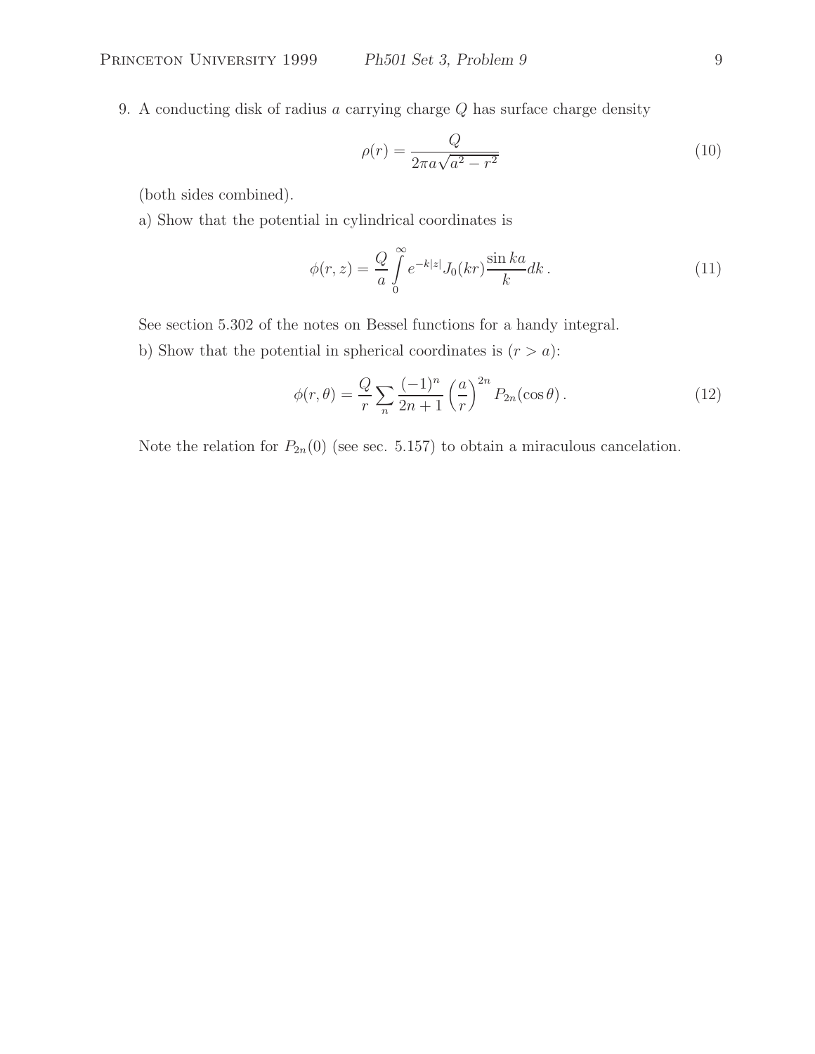9. A conducting disk of radius $a$ carrying charge $Q$ has surface charge density

$$\rho(r) = \frac{Q}{2\pi a\sqrt{a^2 - r^2}} \tag{10}$$

(both sides combined).

a) Show that the potential in cylindrical coordinates is

$$\phi(r, z) = \frac{Q}{a}\int_0^\infty e^{-k|z|} J_0(kr) \frac{\sin ka}{k} dk\,. \tag{11}$$

See section 5.302 of the notes on Bessel functions for a handy integral.

b) Show that the potential in spherical coordinates is $(r > a)$:

$$\phi(r, \theta) = \frac{Q}{r}\sum_n \frac{(-1)^n}{2n+1}\left(\frac{a}{r}\right)^{2n} P_{2n}(\cos\theta)\,. \tag{12}$$

Note the relation for $P_{2n}(0)$ (see sec. 5.157) to obtain a miraculous cancelation.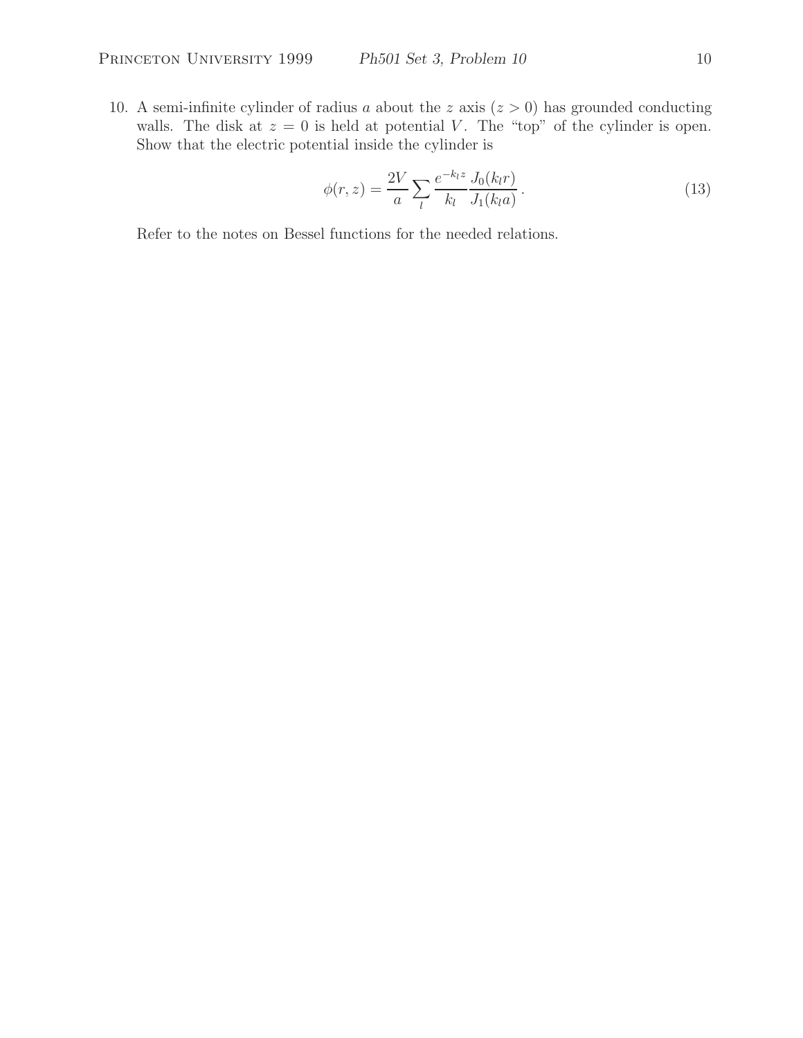10. A semi-infinite cylinder of radius $a$ about the $z$ axis ($z > 0$) has grounded conducting walls. The disk at $z = 0$ is held at potential $V$. The "top" of the cylinder is open. Show that the electric potential inside the cylinder is

$$\phi(r, z) = \frac{2V}{a} \sum_l \frac{e^{-k_l z}}{k_l} \frac{J_0(k_l r)}{J_1(k_l a)}. \tag{13}$$

Refer to the notes on Bessel functions for the needed relations.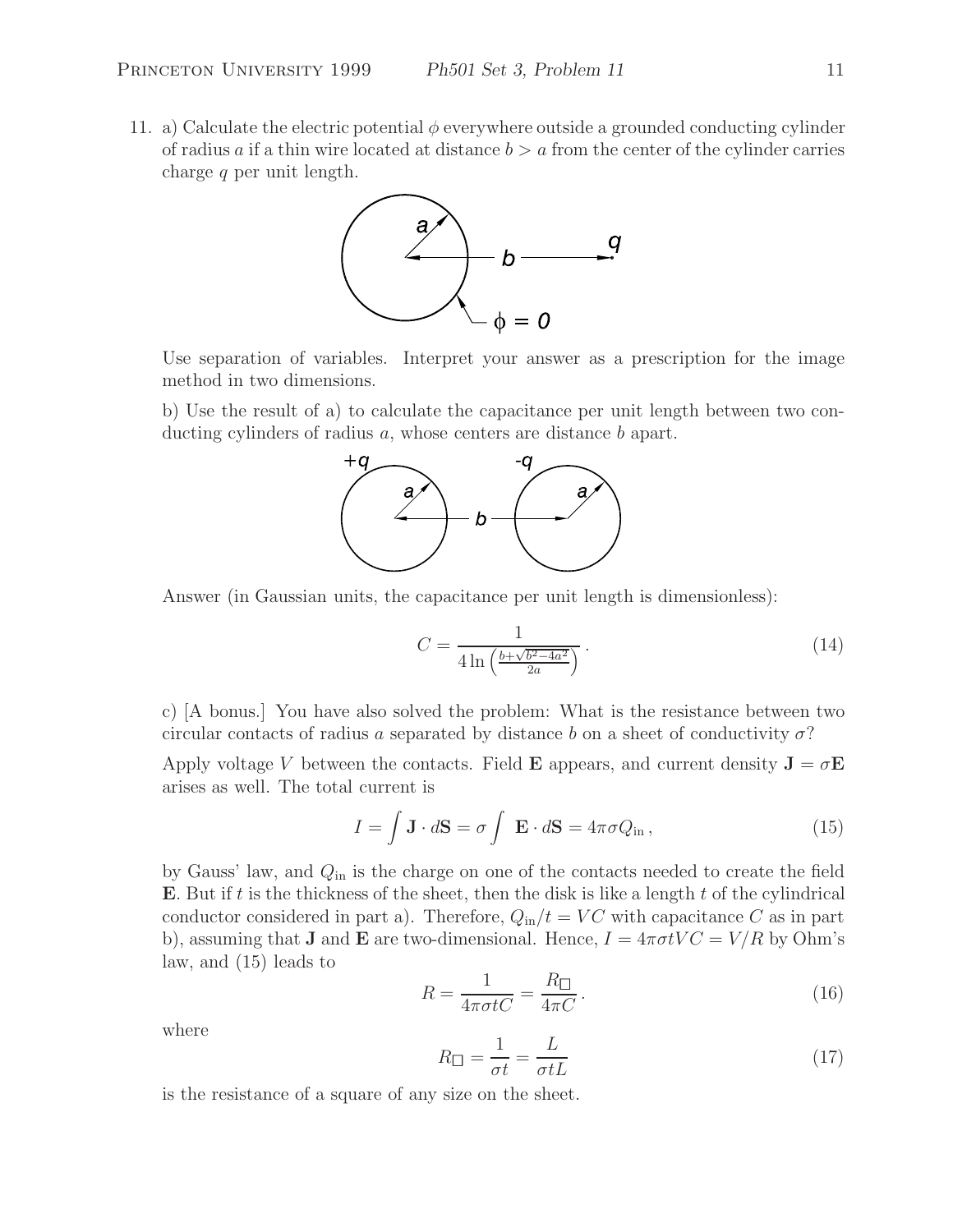11. a) Calculate the electric potential $\phi$ everywhere outside a grounded conducting cylinder of radius $a$ if a thin wire located at distance $b > a$ from the center of the cylinder carries charge $q$ per unit length.

Use separation of variables. Interpret your answer as a prescription for the image method in two dimensions.

b) Use the result of a) to calculate the capacitance per unit length between two conducting cylinders of radius $a$, whose centers are distance $b$ apart.

Answer (in Gaussian units, the capacitance per unit length is dimensionless):

$$C = \frac{1}{4 \ln \left( \frac{b+\sqrt{b^2-4a^2}}{2a} \right)} . \tag{14}$$

c) [A bonus.] You have also solved the problem: What is the resistance between two circular contacts of radius $a$ separated by distance $b$ on a sheet of conductivity $\sigma$?

Apply voltage $V$ between the contacts. Field $\mathbf{E}$ appears, and current density $\mathbf{J} = \sigma \mathbf{E}$ arises as well. The total current is

$$I = \int \mathbf{J} \cdot d\mathbf{S} = \sigma \int \mathbf{E} \cdot d\mathbf{S} = 4\pi\sigma Q_{\text{in}} , \tag{15}$$

by Gauss' law, and $Q_{\text{in}}$ is the charge on one of the contacts needed to create the field $\mathbf{E}$. But if $t$ is the thickness of the sheet, then the disk is like a length $t$ of the cylindrical conductor considered in part a). Therefore, $Q_{\text{in}}/t = VC$ with capacitance $C$ as in part b), assuming that $\mathbf{J}$ and $\mathbf{E}$ are two-dimensional. Hence, $I = 4\pi\sigma t V C = V/R$ by Ohm's law, and (15) leads to

$$R = \frac{1}{4\pi\sigma t C} = \frac{R_{\square}}{4\pi C} . \tag{16}$$

where

$$R_{\square} = \frac{1}{\sigma t} = \frac{L}{\sigma t L} \tag{17}$$

is the resistance of a square of any size on the sheet.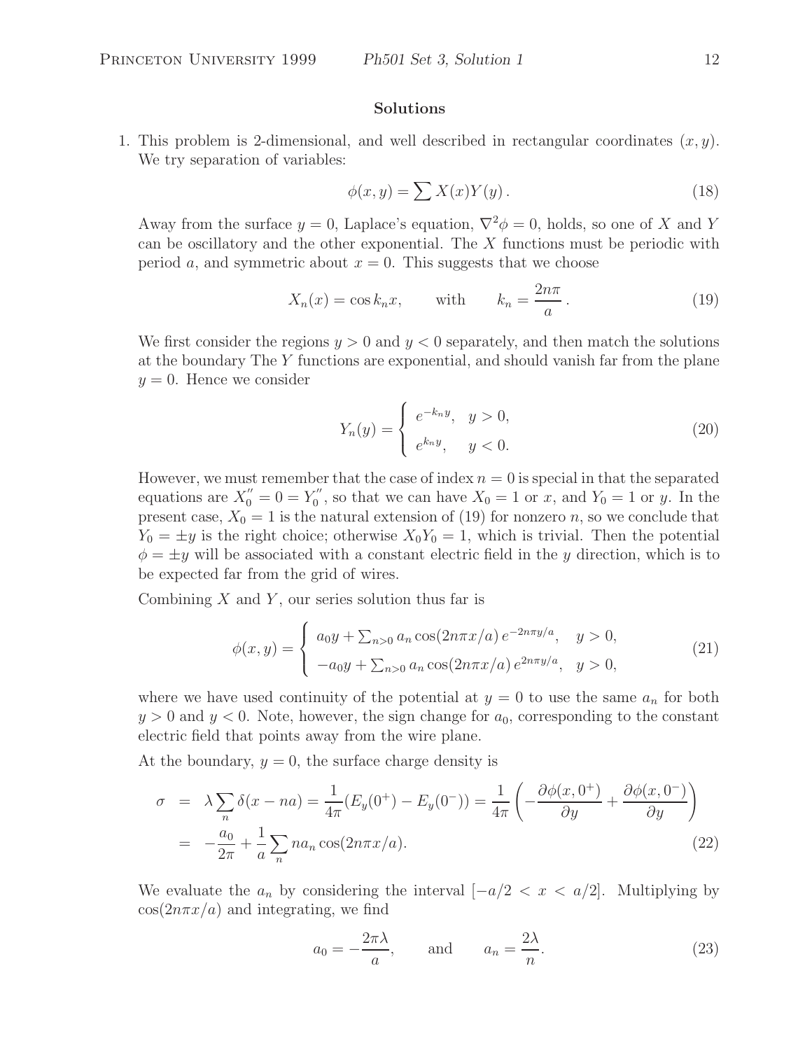**Solutions**

1. This problem is 2-dimensional, and well described in rectangular coordinates $(x, y)$. We try separation of variables:

$$\phi(x, y) = \sum X(x)Y(y)\,. \tag{18}$$

Away from the surface $y = 0$, Laplace's equation, $\nabla^2\phi = 0$, holds, so one of $X$ and $Y$ can be oscillatory and the other exponential. The $X$ functions must be periodic with period $a$, and symmetric about $x = 0$. This suggests that we choose

$$X_n(x) = \cos k_n x, \qquad \text{with} \qquad k_n = \frac{2n\pi}{a}\,. \tag{19}$$

We first consider the regions $y > 0$ and $y < 0$ separately, and then match the solutions at the boundary The $Y$ functions are exponential, and should vanish far from the plane $y = 0$. Hence we consider

$$Y_n(y) = \begin{cases} e^{-k_n y}, & y > 0, \\ e^{k_n y}, & y < 0. \end{cases} \tag{20}$$

However, we must remember that the case of index $n = 0$ is special in that the separated equations are $X_0'' = 0 = Y_0''$, so that we can have $X_0 = 1$ or $x$, and $Y_0 = 1$ or $y$. In the present case, $X_0 = 1$ is the natural extension of (19) for nonzero $n$, so we conclude that $Y_0 = \pm y$ is the right choice; otherwise $X_0 Y_0 = 1$, which is trivial. Then the potential $\phi = \pm y$ will be associated with a constant electric field in the $y$ direction, which is to be expected far from the grid of wires.

Combining $X$ and $Y$, our series solution thus far is

$$\phi(x, y) = \begin{cases} a_0 y + \sum_{n>0} a_n \cos(2n\pi x/a)\, e^{-2n\pi y/a}, & y > 0, \\ -a_0 y + \sum_{n>0} a_n \cos(2n\pi x/a)\, e^{2n\pi y/a}, & y > 0, \end{cases} \tag{21}$$

where we have used continuity of the potential at $y = 0$ to use the same $a_n$ for both $y > 0$ and $y < 0$. Note, however, the sign change for $a_0$, corresponding to the constant electric field that points away from the wire plane.

At the boundary, $y = 0$, the surface charge density is

$$\begin{aligned} \sigma &= \lambda \sum_n \delta(x - na) = \frac{1}{4\pi}(E_y(0^+) - E_y(0^-)) = \frac{1}{4\pi}\left(-\frac{\partial\phi(x, 0^+)}{\partial y} + \frac{\partial\phi(x, 0^-)}{\partial y}\right) \\ &= -\frac{a_0}{2\pi} + \frac{1}{a}\sum_n n a_n \cos(2n\pi x/a). \end{aligned} \tag{22}$$

We evaluate the $a_n$ by considering the interval $[-a/2 < x < a/2]$. Multiplying by $\cos(2n\pi x/a)$ and integrating, we find

$$a_0 = -\frac{2\pi\lambda}{a}, \qquad \text{and} \qquad a_n = \frac{2\lambda}{n}. \tag{23}$$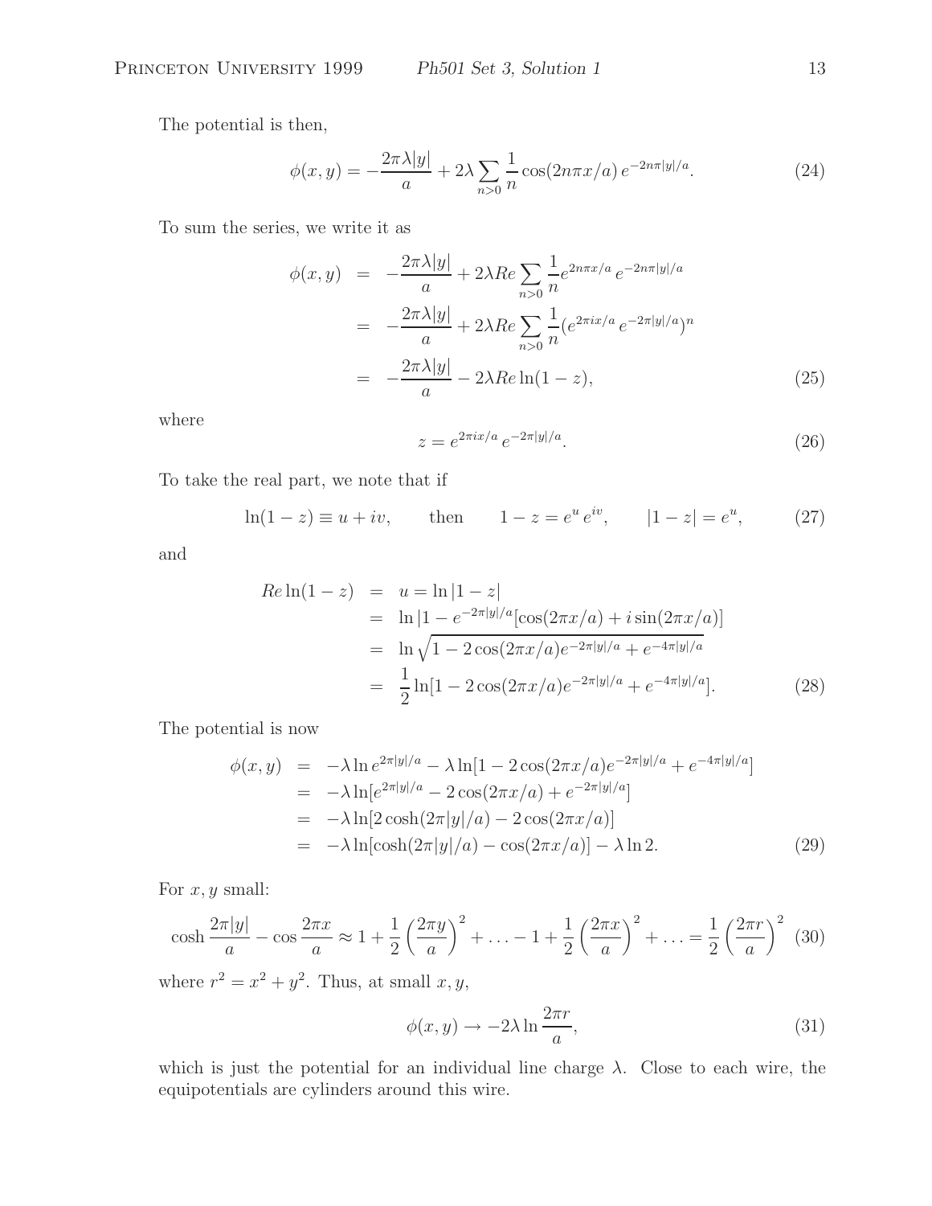The potential is then,

$$\phi(x,y) = -\frac{2\pi\lambda|y|}{a} + 2\lambda \sum_{n>0} \frac{1}{n} \cos(2n\pi x/a)\, e^{-2n\pi|y|/a}. \tag{24}$$

To sum the series, we write it as

$$\begin{aligned}
\phi(x,y) &= -\frac{2\pi\lambda|y|}{a} + 2\lambda Re \sum_{n>0} \frac{1}{n} e^{2n\pi x/a}\, e^{-2n\pi|y|/a} \\
&= -\frac{2\pi\lambda|y|}{a} + 2\lambda Re \sum_{n>0} \frac{1}{n} (e^{2\pi i x/a}\, e^{-2\pi|y|/a})^n \\
&= -\frac{2\pi\lambda|y|}{a} - 2\lambda Re \ln(1-z),
\end{aligned} \tag{25}$$

where

$$z = e^{2\pi i x/a}\, e^{-2\pi|y|/a}. \tag{26}$$

To take the real part, we note that if

$$\ln(1-z) \equiv u + iv, \qquad \text{then} \qquad 1 - z = e^u\, e^{iv}, \qquad |1-z| = e^u, \tag{27}$$

and

$$\begin{aligned}
Re \ln(1-z) &= u = \ln|1-z| \\
&= \ln|1 - e^{-2\pi|y|/a}[\cos(2\pi x/a) + i\sin(2\pi x/a)] \\
&= \ln\sqrt{1 - 2\cos(2\pi x/a)e^{-2\pi|y|/a} + e^{-4\pi|y|/a}} \\
&= \frac{1}{2}\ln[1 - 2\cos(2\pi x/a)e^{-2\pi|y|/a} + e^{-4\pi|y|/a}].
\end{aligned} \tag{28}$$

The potential is now

$$\begin{aligned}
\phi(x,y) &= -\lambda \ln e^{2\pi|y|/a} - \lambda\ln[1 - 2\cos(2\pi x/a)e^{-2\pi|y|/a} + e^{-4\pi|y|/a}] \\
&= -\lambda\ln[e^{2\pi|y|/a} - 2\cos(2\pi x/a) + e^{-2\pi|y|/a}] \\
&= -\lambda\ln[2\cosh(2\pi|y|/a) - 2\cos(2\pi x/a)] \\
&= -\lambda\ln[\cosh(2\pi|y|/a) - \cos(2\pi x/a)] - \lambda\ln 2.
\end{aligned} \tag{29}$$

For $x, y$ small:

$$\cosh\frac{2\pi|y|}{a} - \cos\frac{2\pi x}{a} \approx 1 + \frac{1}{2}\left(\frac{2\pi y}{a}\right)^2 + \ldots - 1 + \frac{1}{2}\left(\frac{2\pi x}{a}\right)^2 + \ldots = \frac{1}{2}\left(\frac{2\pi r}{a}\right)^2 \tag{30}$$

where $r^2 = x^2 + y^2$. Thus, at small $x, y$,

$$\phi(x,y) \to -2\lambda \ln\frac{2\pi r}{a}, \tag{31}$$

which is just the potential for an individual line charge $\lambda$. Close to each wire, the equipotentials are cylinders around this wire.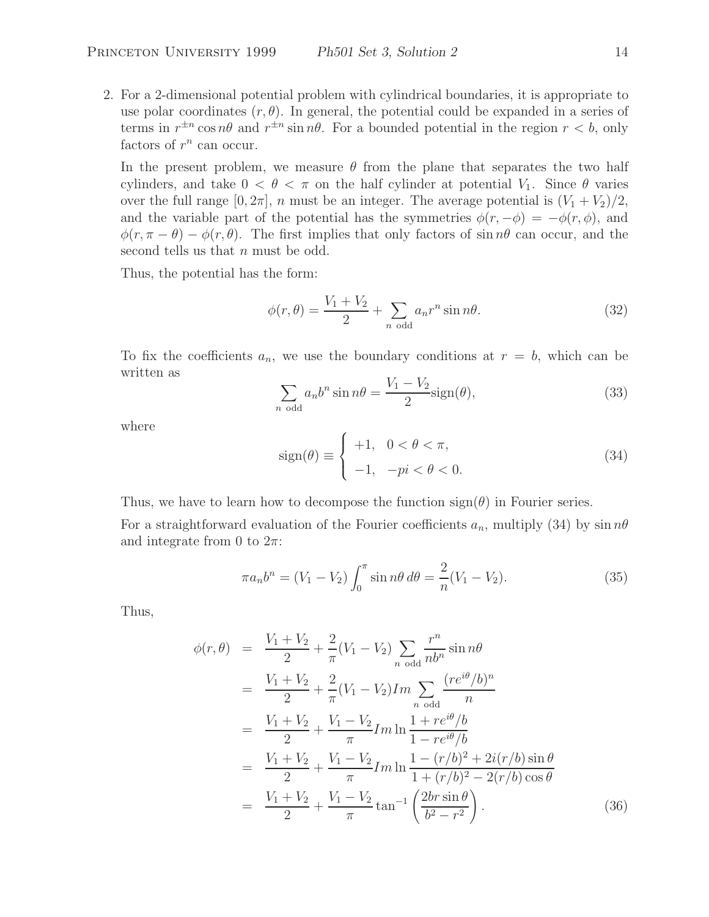2. For a 2-dimensional potential problem with cylindrical boundaries, it is appropriate to use polar coordinates $(r, \theta)$. In general, the potential could be expanded in a series of terms in $r^{\pm n} \cos n\theta$ and $r^{\pm n} \sin n\theta$. For a bounded potential in the region $r < b$, only factors of $r^n$ can occur.

   In the present problem, we measure $\theta$ from the plane that separates the two half cylinders, and take $0 < \theta < \pi$ on the half cylinder at potential $V_1$. Since $\theta$ varies over the full range $[0, 2\pi]$, $n$ must be an integer. The average potential is $(V_1 + V_2)/2$, and the variable part of the potential has the symmetries $\phi(r, -\phi) = -\phi(r, \phi)$, and $\phi(r, \pi - \theta) - \phi(r, \theta)$. The first implies that only factors of $\sin n\theta$ can occur, and the second tells us that $n$ must be odd.

   Thus, the potential has the form:

$$\phi(r, \theta) = \frac{V_1 + V_2}{2} + \sum_{n \text{ odd}} a_n r^n \sin n\theta. \tag{32}$$

   To fix the coefficients $a_n$, we use the boundary conditions at $r = b$, which can be written as

$$\sum_{n \text{ odd}} a_n b^n \sin n\theta = \frac{V_1 - V_2}{2} \text{sign}(\theta), \tag{33}$$

   where

$$\text{sign}(\theta) \equiv \begin{cases} +1, & 0 < \theta < \pi, \\ -1, & -pi < \theta < 0. \end{cases} \tag{34}$$

   Thus, we have to learn how to decompose the function $\text{sign}(\theta)$ in Fourier series.

   For a straightforward evaluation of the Fourier coefficients $a_n$, multiply (34) by $\sin n\theta$ and integrate from 0 to $2\pi$:

$$\pi a_n b^n = (V_1 - V_2) \int_0^\pi \sin n\theta \, d\theta = \frac{2}{n}(V_1 - V_2). \tag{35}$$

   Thus,

$$\begin{aligned}
\phi(r, \theta) &= \frac{V_1 + V_2}{2} + \frac{2}{\pi}(V_1 - V_2) \sum_{n \text{ odd}} \frac{r^n}{n b^n} \sin n\theta \\
&= \frac{V_1 + V_2}{2} + \frac{2}{\pi}(V_1 - V_2) Im \sum_{n \text{ odd}} \frac{(re^{i\theta}/b)^n}{n} \\
&= \frac{V_1 + V_2}{2} + \frac{V_1 - V_2}{\pi} Im \ln \frac{1 + re^{i\theta}/b}{1 - re^{i\theta}/b} \\
&= \frac{V_1 + V_2}{2} + \frac{V_1 - V_2}{\pi} Im \ln \frac{1 - (r/b)^2 + 2i(r/b) \sin\theta}{1 + (r/b)^2 - 2(r/b) \cos\theta} \\
&= \frac{V_1 + V_2}{2} + \frac{V_1 - V_2}{\pi} \tan^{-1} \left( \frac{2br \sin\theta}{b^2 - r^2} \right).
\end{aligned} \tag{36}$$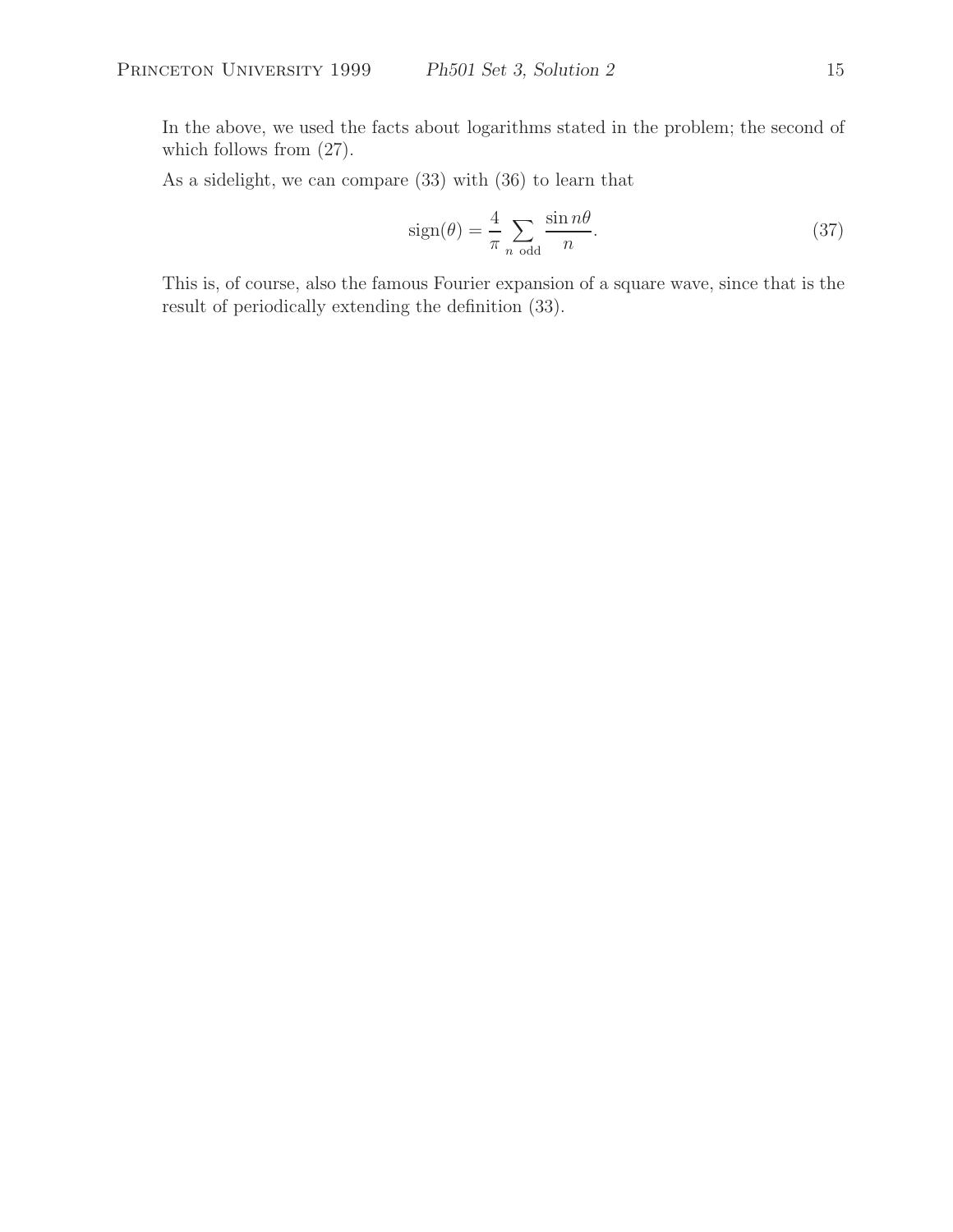In the above, we used the facts about logarithms stated in the problem; the second of which follows from (27).

As a sidelight, we can compare (33) with (36) to learn that

$$\mathrm{sign}(\theta) = \frac{4}{\pi} \sum_{n \text{ odd}} \frac{\sin n\theta}{n}. \tag{37}$$

This is, of course, also the famous Fourier expansion of a square wave, since that is the result of periodically extending the definition (33).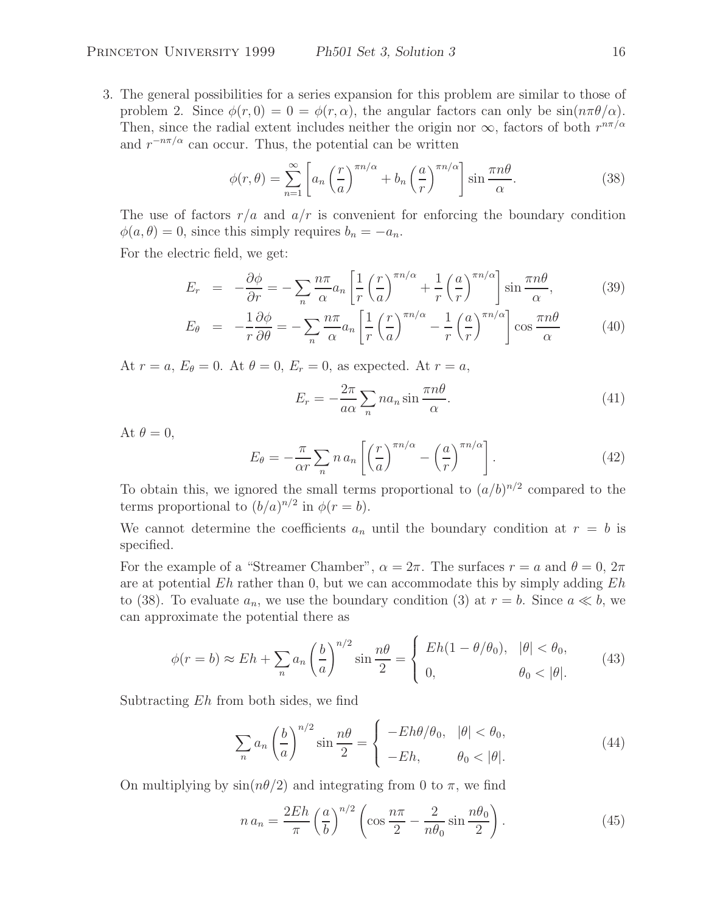3. The general possibilities for a series expansion for this problem are similar to those of problem 2. Since $\phi(r,0) = 0 = \phi(r,\alpha)$, the angular factors can only be $\sin(n\pi\theta/\alpha)$. Then, since the radial extent includes neither the origin nor $\infty$, factors of both $r^{n\pi/\alpha}$ and $r^{-n\pi/\alpha}$ can occur. Thus, the potential can be written

$$\phi(r,\theta) = \sum_{n=1}^{\infty} \left[ a_n \left(\frac{r}{a}\right)^{\pi n/\alpha} + b_n \left(\frac{a}{r}\right)^{\pi n/\alpha} \right] \sin \frac{\pi n \theta}{\alpha}. \tag{38}$$

The use of factors $r/a$ and $a/r$ is convenient for enforcing the boundary condition $\phi(a,\theta) = 0$, since this simply requires $b_n = -a_n$.

For the electric field, we get:

$$E_r = -\frac{\partial \phi}{\partial r} = -\sum_n \frac{n\pi}{\alpha} a_n \left[ \frac{1}{r}\left(\frac{r}{a}\right)^{\pi n/\alpha} + \frac{1}{r}\left(\frac{a}{r}\right)^{\pi n/\alpha} \right] \sin \frac{\pi n \theta}{\alpha}, \tag{39}$$

$$E_\theta = -\frac{1}{r}\frac{\partial \phi}{\partial \theta} = -\sum_n \frac{n\pi}{\alpha} a_n \left[ \frac{1}{r}\left(\frac{r}{a}\right)^{\pi n/\alpha} - \frac{1}{r}\left(\frac{a}{r}\right)^{\pi n/\alpha} \right] \cos \frac{\pi n \theta}{\alpha} \tag{40}$$

At $r = a$, $E_\theta = 0$. At $\theta = 0$, $E_r = 0$, as expected. At $r = a$,

$$E_r = -\frac{2\pi}{a\alpha} \sum_n n a_n \sin \frac{\pi n \theta}{\alpha}. \tag{41}$$

At $\theta = 0$,

$$E_\theta = -\frac{\pi}{\alpha r} \sum_n n\, a_n \left[ \left(\frac{r}{a}\right)^{\pi n/\alpha} - \left(\frac{a}{r}\right)^{\pi n/\alpha} \right]. \tag{42}$$

To obtain this, we ignored the small terms proportional to $(a/b)^{n/2}$ compared to the terms proportional to $(b/a)^{n/2}$ in $\phi(r = b)$.

We cannot determine the coefficients $a_n$ until the boundary condition at $r = b$ is specified.

For the example of a "Streamer Chamber", $\alpha = 2\pi$. The surfaces $r = a$ and $\theta = 0$, $2\pi$ are at potential $Eh$ rather than 0, but we can accommodate this by simply adding $Eh$ to (38). To evaluate $a_n$, we use the boundary condition (3) at $r = b$. Since $a \ll b$, we can approximate the potential there as

$$\phi(r = b) \approx Eh + \sum_n a_n \left(\frac{b}{a}\right)^{n/2} \sin \frac{n\theta}{2} = \begin{cases} Eh(1 - \theta/\theta_0), & |\theta| < \theta_0, \\ 0, & \theta_0 < |\theta|. \end{cases} \tag{43}$$

Subtracting $Eh$ from both sides, we find

$$\sum_n a_n \left(\frac{b}{a}\right)^{n/2} \sin \frac{n\theta}{2} = \begin{cases} -Eh\theta/\theta_0, & |\theta| < \theta_0, \\ -Eh, & \theta_0 < |\theta|. \end{cases} \tag{44}$$

On multiplying by $\sin(n\theta/2)$ and integrating from 0 to $\pi$, we find

$$n\, a_n = \frac{2Eh}{\pi} \left(\frac{a}{b}\right)^{n/2} \left( \cos \frac{n\pi}{2} - \frac{2}{n\theta_0} \sin \frac{n\theta_0}{2} \right). \tag{45}$$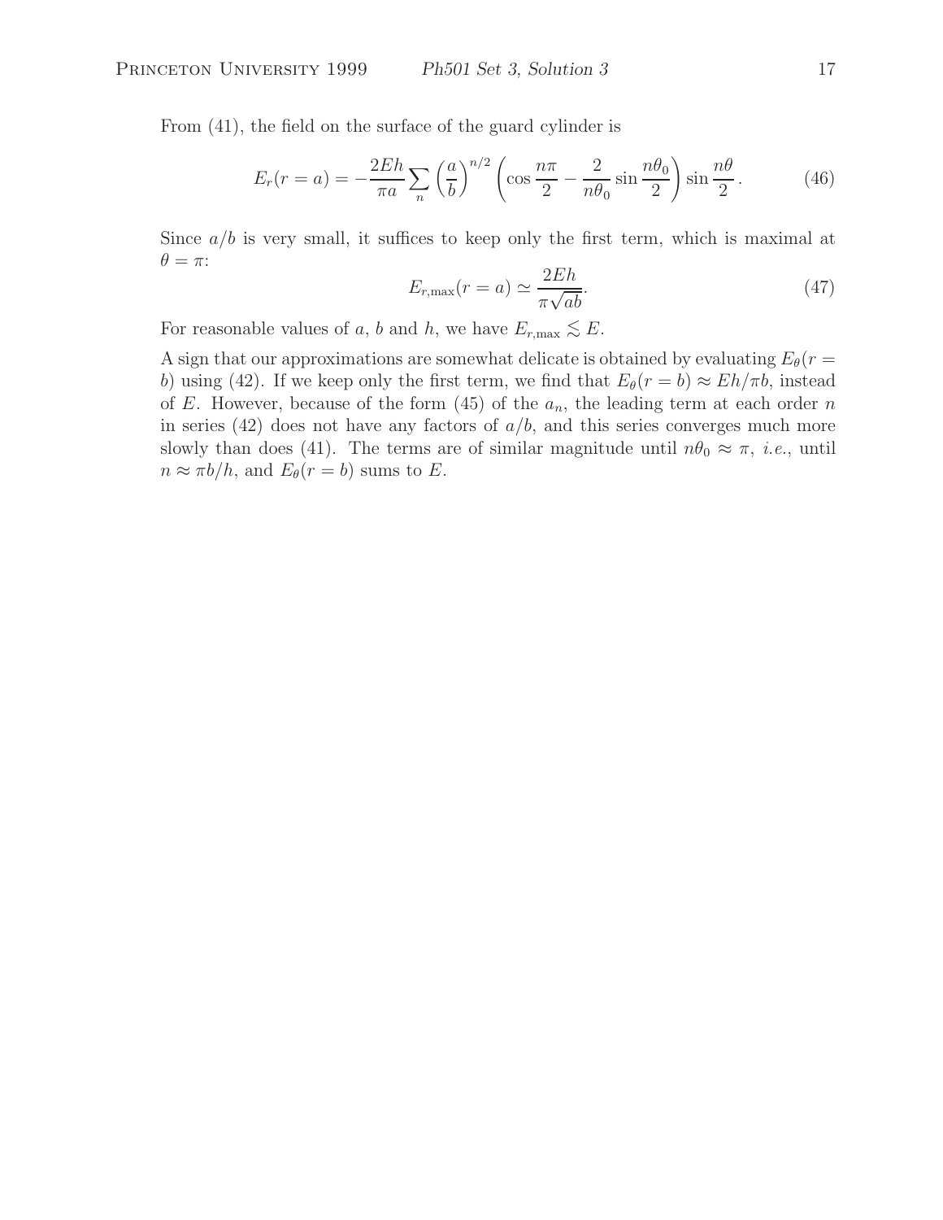From (41), the field on the surface of the guard cylinder is

$$E_r(r = a) = -\frac{2Eh}{\pi a} \sum_n \left(\frac{a}{b}\right)^{n/2} \left(\cos\frac{n\pi}{2} - \frac{2}{n\theta_0}\sin\frac{n\theta_0}{2}\right) \sin\frac{n\theta}{2}\,. \tag{46}$$

Since $a/b$ is very small, it suffices to keep only the first term, which is maximal at $\theta = \pi$:

$$E_{r,\max}(r = a) \simeq \frac{2Eh}{\pi\sqrt{ab}}. \tag{47}$$

For reasonable values of $a$, $b$ and $h$, we have $E_{r,\max} \lesssim E$.

A sign that our approximations are somewhat delicate is obtained by evaluating $E_\theta(r = b)$ using (42). If we keep only the first term, we find that $E_\theta(r = b) \approx Eh/\pi b$, instead of $E$. However, because of the form (45) of the $a_n$, the leading term at each order $n$ in series (42) does not have any factors of $a/b$, and this series converges much more slowly than does (41). The terms are of similar magnitude until $n\theta_0 \approx \pi$, *i.e.*, until $n \approx \pi b/h$, and $E_\theta(r = b)$ sums to $E$.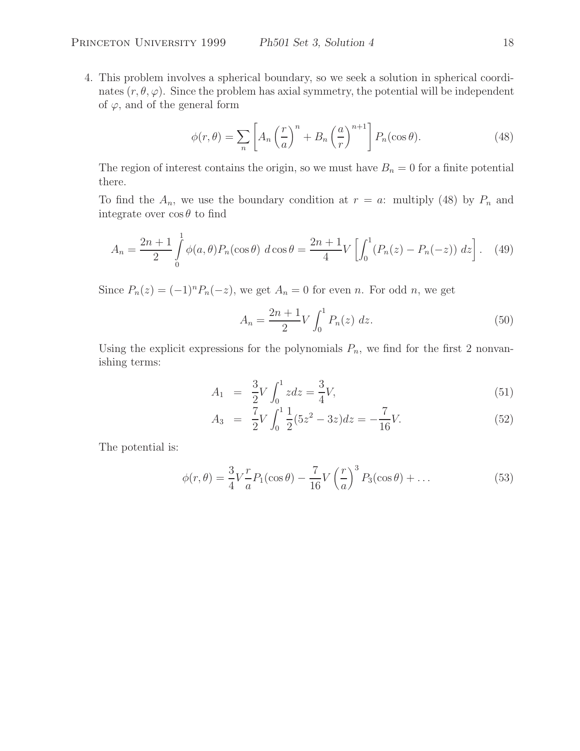4. This problem involves a spherical boundary, so we seek a solution in spherical coordinates $(r, \theta, \varphi)$. Since the problem has axial symmetry, the potential will be independent of $\varphi$, and of the general form

$$\phi(r, \theta) = \sum_n \left[ A_n \left(\frac{r}{a}\right)^n + B_n \left(\frac{a}{r}\right)^{n+1} \right] P_n(\cos\theta). \tag{48}$$

The region of interest contains the origin, so we must have $B_n = 0$ for a finite potential there.

To find the $A_n$, we use the boundary condition at $r = a$: multiply (48) by $P_n$ and integrate over $\cos\theta$ to find

$$A_n = \frac{2n+1}{2} \int_0^1 \phi(a, \theta) P_n(\cos\theta)\ d\cos\theta = \frac{2n+1}{4} V \left[ \int_0^1 \left(P_n(z) - P_n(-z)\right)\ dz \right]. \tag{49}$$

Since $P_n(z) = (-1)^n P_n(-z)$, we get $A_n = 0$ for even $n$. For odd $n$, we get

$$A_n = \frac{2n+1}{2} V \int_0^1 P_n(z)\ dz. \tag{50}$$

Using the explicit expressions for the polynomials $P_n$, we find for the first 2 nonvanishing terms:

$$A_1 = \frac{3}{2} V \int_0^1 z dz = \frac{3}{4} V, \tag{51}$$

$$A_3 = \frac{7}{2} V \int_0^1 \frac{1}{2}(5z^2 - 3z) dz = -\frac{7}{16} V. \tag{52}$$

The potential is:

$$\phi(r, \theta) = \frac{3}{4} V \frac{r}{a} P_1(\cos\theta) - \frac{7}{16} V \left(\frac{r}{a}\right)^3 P_3(\cos\theta) + \ldots \tag{53}$$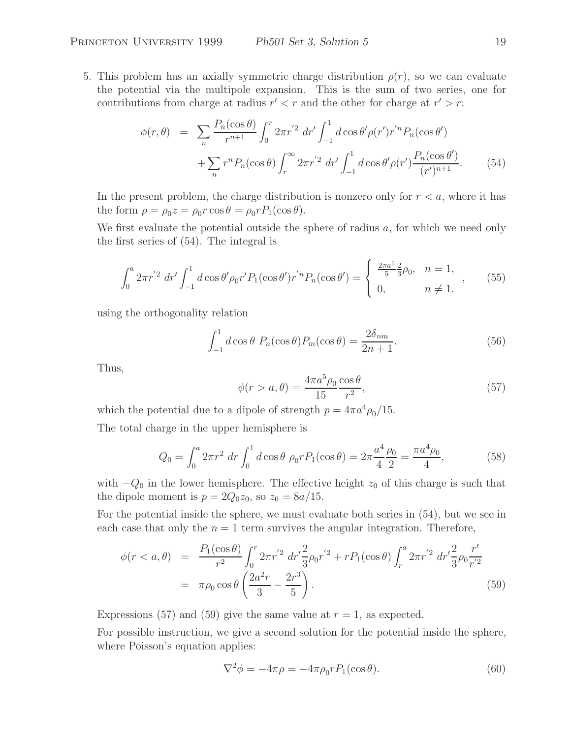5. This problem has an axially symmetric charge distribution $\rho(r)$, so we can evaluate the potential via the multipole expansion. This is the sum of two series, one for contributions from charge at radius $r' < r$ and the other for charge at $r' > r$:

$$\phi(r,\theta) = \sum_n \frac{P_n(\cos\theta)}{r^{n+1}} \int_0^r 2\pi r'^2 \, dr' \int_{-1}^1 d\cos\theta' \rho(r') r'^n P_n(\cos\theta') + \sum_n r^n P_n(\cos\theta) \int_r^\infty 2\pi r'^2 \, dr' \int_{-1}^1 d\cos\theta' \rho(r') \frac{P_n(\cos\theta')}{(r')^{n+1}}. \tag{54}$$

In the present problem, the charge distribution is nonzero only for $r < a$, where it has the form $\rho = \rho_0 z = \rho_0 r \cos\theta = \rho_0 r P_1(\cos\theta)$.

We first evaluate the potential outside the sphere of radius $a$, for which we need only the first series of (54). The integral is

$$\int_0^a 2\pi r'^2 \, dr' \int_{-1}^1 d\cos\theta' \rho_0 r' P_1(\cos\theta') r'^n P_n(\cos\theta') = \begin{cases} \frac{2\pi a^5}{5} \frac{2}{3} \rho_0, & n = 1, \\ 0, & n \neq 1. \end{cases}, \tag{55}$$

using the orthogonality relation

$$\int_{-1}^1 d\cos\theta \; P_n(\cos\theta) P_m(\cos\theta) = \frac{2\delta_{nm}}{2n+1}. \tag{56}$$

Thus,

$$\phi(r > a, \theta) = \frac{4\pi a^5 \rho_0}{15} \frac{\cos\theta}{r^2}, \tag{57}$$

which the potential due to a dipole of strength $p = 4\pi a^4 \rho_0 / 15$.

The total charge in the upper hemisphere is

$$Q_0 = \int_0^a 2\pi r^2 \, dr \int_0^1 d\cos\theta \; \rho_0 r P_1(\cos\theta) = 2\pi \frac{a^4}{4} \frac{\rho_0}{2} = \frac{\pi a^4 \rho_0}{4}, \tag{58}$$

with $-Q_0$ in the lower hemisphere. The effective height $z_0$ of this charge is such that the dipole moment is $p = 2Q_0 z_0$, so $z_0 = 8a/15$.

For the potential inside the sphere, we must evaluate both series in (54), but we see in each case that only the $n = 1$ term survives the angular integration. Therefore,

$$\begin{aligned}
\phi(r < a, \theta) &= \frac{P_1(\cos\theta)}{r^2} \int_0^r 2\pi r'^2 \, dr' \frac{2}{3} \rho_0 r'^2 + r P_1(\cos\theta) \int_r^a 2\pi r'^2 \, dr' \frac{2}{3} \rho_0 \frac{r'}{r'^2} \\
&= \pi \rho_0 \cos\theta \left( \frac{2a^2 r}{3} - \frac{2r^3}{5} \right).
\end{aligned} \tag{59}$$

Expressions (57) and (59) give the same value at $r = 1$, as expected.

For possible instruction, we give a second solution for the potential inside the sphere, where Poisson's equation applies:

$$\nabla^2 \phi = -4\pi\rho = -4\pi\rho_0 r P_1(\cos\theta). \tag{60}$$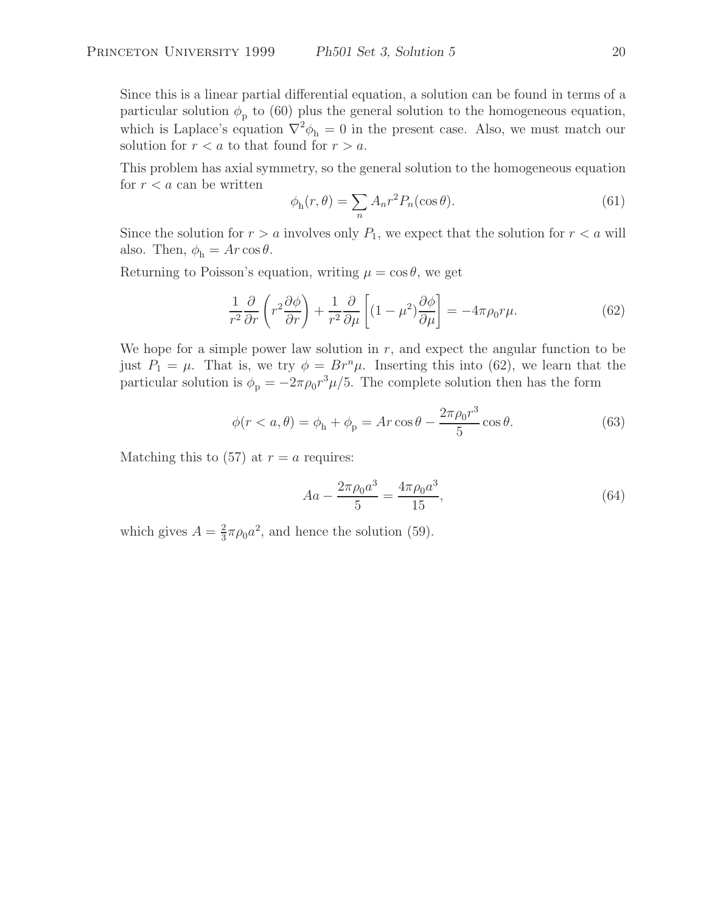Since this is a linear partial differential equation, a solution can be found in terms of a particular solution $\phi_{\rm p}$ to (60) plus the general solution to the homogeneous equation, which is Laplace's equation $\nabla^2\phi_{\rm h} = 0$ in the present case. Also, we must match our solution for $r < a$ to that found for $r > a$.

This problem has axial symmetry, so the general solution to the homogeneous equation for $r < a$ can be written

$$\phi_{\rm h}(r, \theta) = \sum_n A_n r^2 P_n(\cos\theta). \tag{61}$$

Since the solution for $r > a$ involves only $P_1$, we expect that the solution for $r < a$ will also. Then, $\phi_{\rm h} = Ar\cos\theta$.

Returning to Poisson's equation, writing $\mu = \cos\theta$, we get

$$\frac{1}{r^2}\frac{\partial}{\partial r}\left(r^2\frac{\partial\phi}{\partial r}\right) + \frac{1}{r^2}\frac{\partial}{\partial\mu}\left[(1-\mu^2)\frac{\partial\phi}{\partial\mu}\right] = -4\pi\rho_0 r\mu. \tag{62}$$

We hope for a simple power law solution in $r$, and expect the angular function to be just $P_1 = \mu$. That is, we try $\phi = Br^n\mu$. Inserting this into (62), we learn that the particular solution is $\phi_{\rm p} = -2\pi\rho_0 r^3\mu/5$. The complete solution then has the form

$$\phi(r < a, \theta) = \phi_{\rm h} + \phi_{\rm p} = Ar\cos\theta - \frac{2\pi\rho_0 r^3}{5}\cos\theta. \tag{63}$$

Matching this to (57) at $r = a$ requires:

$$Aa - \frac{2\pi\rho_0 a^3}{5} = \frac{4\pi\rho_0 a^3}{15}, \tag{64}$$

which gives $A = \frac{2}{3}\pi\rho_0 a^2$, and hence the solution (59).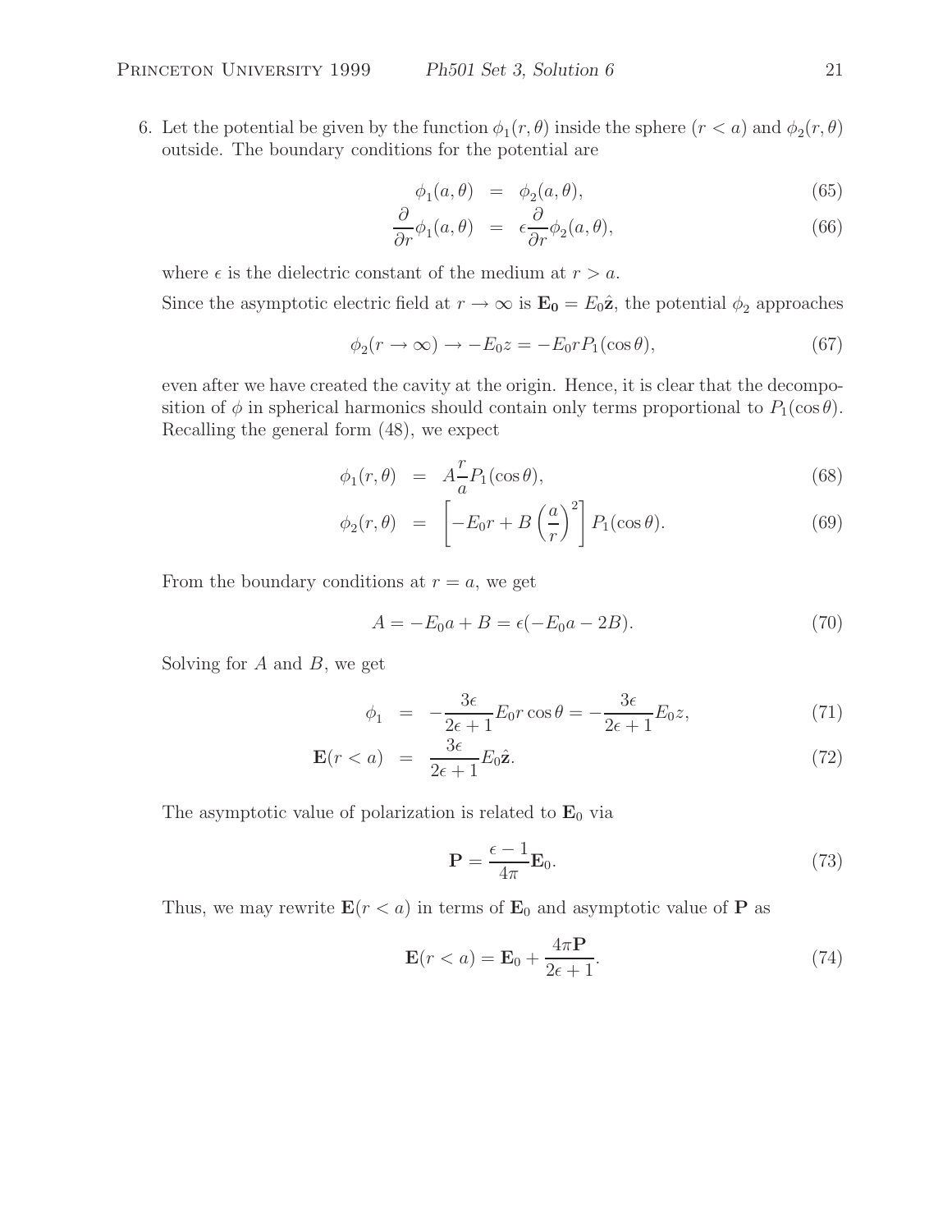6. Let the potential be given by the function $\phi_1(r, \theta)$ inside the sphere $(r < a)$ and $\phi_2(r, \theta)$ outside. The boundary conditions for the potential are

$$\phi_1(a, \theta) = \phi_2(a, \theta), \tag{65}$$

$$\frac{\partial}{\partial r}\phi_1(a, \theta) = \epsilon \frac{\partial}{\partial r}\phi_2(a, \theta), \tag{66}$$

where $\epsilon$ is the dielectric constant of the medium at $r > a$.

Since the asymptotic electric field at $r \to \infty$ is $\mathbf{E_0} = E_0\hat{\mathbf{z}}$, the potential $\phi_2$ approaches

$$\phi_2(r \to \infty) \to -E_0 z = -E_0 r P_1(\cos\theta), \tag{67}$$

even after we have created the cavity at the origin. Hence, it is clear that the decomposition of $\phi$ in spherical harmonics should contain only terms proportional to $P_1(\cos\theta)$. Recalling the general form (48), we expect

$$\phi_1(r, \theta) = A\frac{r}{a}P_1(\cos\theta), \tag{68}$$

$$\phi_2(r, \theta) = \left[-E_0 r + B\left(\frac{a}{r}\right)^2\right]P_1(\cos\theta). \tag{69}$$

From the boundary conditions at $r = a$, we get

$$A = -E_0 a + B = \epsilon(-E_0 a - 2B). \tag{70}$$

Solving for $A$ and $B$, we get

$$\phi_1 = -\frac{3\epsilon}{2\epsilon + 1}E_0 r\cos\theta = -\frac{3\epsilon}{2\epsilon + 1}E_0 z, \tag{71}$$

$$\mathbf{E}(r < a) = \frac{3\epsilon}{2\epsilon + 1}E_0\hat{\mathbf{z}}. \tag{72}$$

The asymptotic value of polarization is related to $\mathbf{E}_0$ via

$$\mathbf{P} = \frac{\epsilon - 1}{4\pi}\mathbf{E}_0. \tag{73}$$

Thus, we may rewrite $\mathbf{E}(r < a)$ in terms of $\mathbf{E}_0$ and asymptotic value of $\mathbf{P}$ as

$$\mathbf{E}(r < a) = \mathbf{E}_0 + \frac{4\pi\mathbf{P}}{2\epsilon + 1}. \tag{74}$$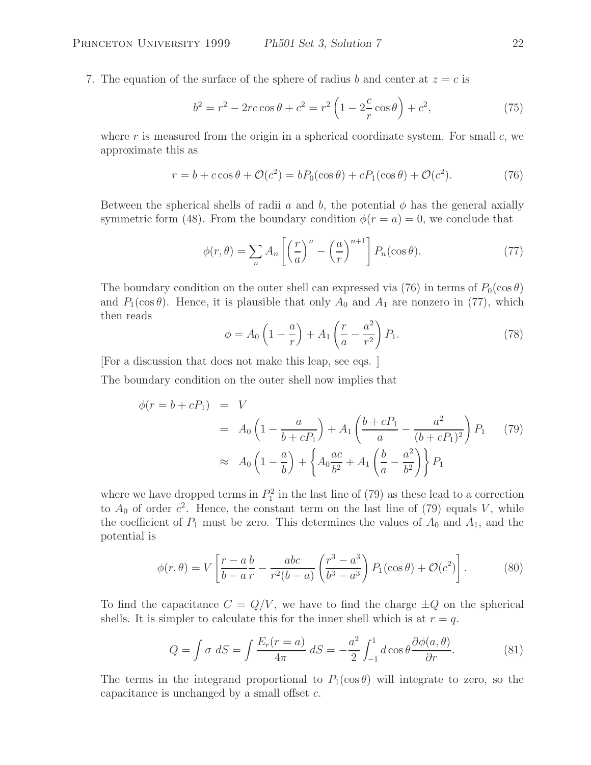7. The equation of the surface of the sphere of radius $b$ and center at $z = c$ is

$$b^2 = r^2 - 2rc\cos\theta + c^2 = r^2\left(1 - 2\frac{c}{r}\cos\theta\right) + c^2, \tag{75}$$

where $r$ is measured from the origin in a spherical coordinate system. For small $c$, we approximate this as

$$r = b + c\cos\theta + \mathcal{O}(c^2) = bP_0(\cos\theta) + cP_1(\cos\theta) + \mathcal{O}(c^2). \tag{76}$$

Between the spherical shells of radii $a$ and $b$, the potential $\phi$ has the general axially symmetric form (48). From the boundary condition $\phi(r = a) = 0$, we conclude that

$$\phi(r, \theta) = \sum_n A_n \left[\left(\frac{r}{a}\right)^n - \left(\frac{a}{r}\right)^{n+1}\right] P_n(\cos\theta). \tag{77}$$

The boundary condition on the outer shell can expressed via (76) in terms of $P_0(\cos\theta)$ and $P_1(\cos\theta)$. Hence, it is plausible that only $A_0$ and $A_1$ are nonzero in (77), which then reads

$$\phi = A_0\left(1 - \frac{a}{r}\right) + A_1\left(\frac{r}{a} - \frac{a^2}{r^2}\right)P_1. \tag{78}$$

[For a discussion that does not make this leap, see eqs. ]

The boundary condition on the outer shell now implies that

$$\begin{aligned}
\phi(r = b + cP_1) &= V \\
&= A_0\left(1 - \frac{a}{b + cP_1}\right) + A_1\left(\frac{b + cP_1}{a} - \frac{a^2}{(b + cP_1)^2}\right)P_1 \\
&\approx A_0\left(1 - \frac{a}{b}\right) + \left\{A_0\frac{ac}{b^2} + A_1\left(\frac{b}{a} - \frac{a^2}{b^2}\right)\right\}P_1
\end{aligned} \tag{79}$$

where we have dropped terms in $P_1^2$ in the last line of (79) as these lead to a correction to $A_0$ of order $c^2$. Hence, the constant term on the last line of (79) equals $V$, while the coefficient of $P_1$ must be zero. This determines the values of $A_0$ and $A_1$, and the potential is

$$\phi(r, \theta) = V\left[\frac{r - a}{b - a}\frac{b}{r} - \frac{abc}{r^2(b - a)}\left(\frac{r^3 - a^3}{b^3 - a^3}\right)P_1(\cos\theta) + \mathcal{O}(c^2)\right]. \tag{80}$$

To find the capacitance $C = Q/V$, we have to find the charge $\pm Q$ on the spherical shells. It is simpler to calculate this for the inner shell which is at $r = q$.

$$Q = \int \sigma\ dS = \int \frac{E_r(r = a)}{4\pi}\ dS = -\frac{a^2}{2}\int_{-1}^{1} d\cos\theta \frac{\partial\phi(a, \theta)}{\partial r}. \tag{81}$$

The terms in the integrand proportional to $P_1(\cos\theta)$ will integrate to zero, so the capacitance is unchanged by a small offset $c$.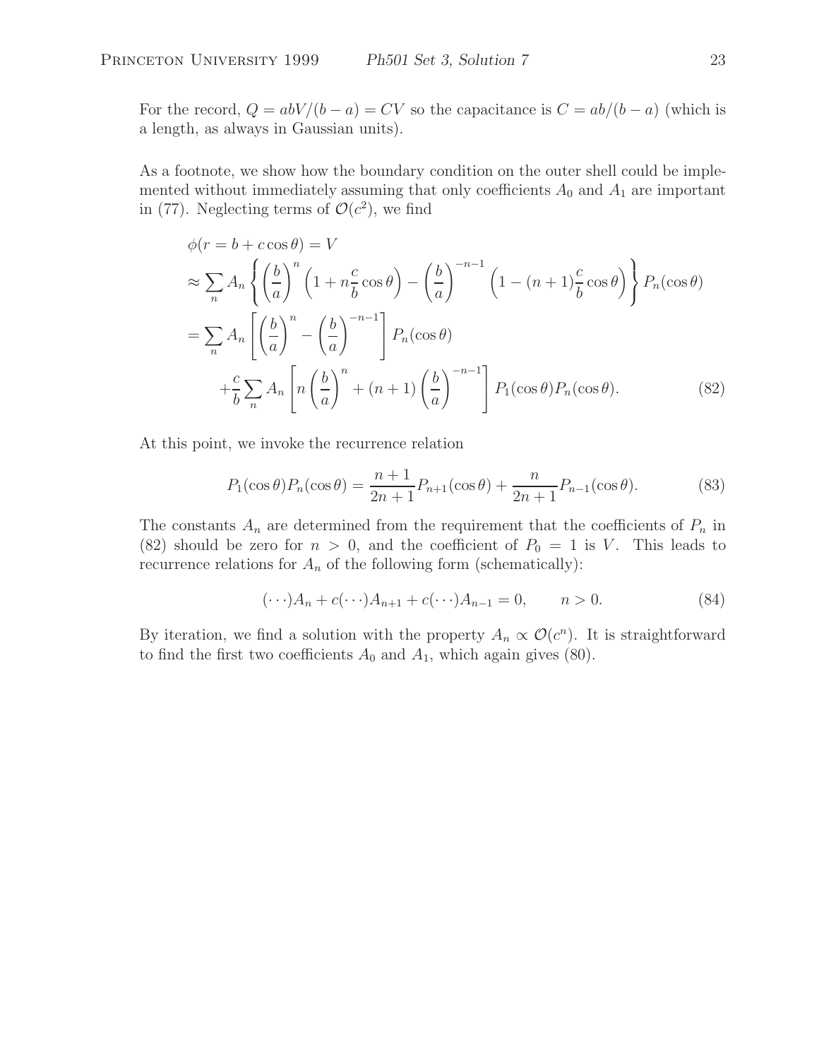For the record, $Q = abV/(b-a) = CV$ so the capacitance is $C = ab/(b-a)$ (which is a length, as always in Gaussian units).

As a footnote, we show how the boundary condition on the outer shell could be implemented without immediately assuming that only coefficients $A_0$ and $A_1$ are important in (77). Neglecting terms of $\mathcal{O}(c^2)$, we find

$$
\begin{aligned}
\phi(r = b + c\cos\theta) &= V \\
&\approx \sum_n A_n \left\{ \left(\frac{b}{a}\right)^n \left(1 + n\frac{c}{b}\cos\theta\right) - \left(\frac{b}{a}\right)^{-n-1} \left(1 - (n+1)\frac{c}{b}\cos\theta\right) \right\} P_n(\cos\theta) \\
&= \sum_n A_n \left[ \left(\frac{b}{a}\right)^n - \left(\frac{b}{a}\right)^{-n-1} \right] P_n(\cos\theta) \\
&\quad + \frac{c}{b} \sum_n A_n \left[ n\left(\frac{b}{a}\right)^n + (n+1)\left(\frac{b}{a}\right)^{-n-1} \right] P_1(\cos\theta) P_n(\cos\theta). \qquad (82)
\end{aligned}
$$

At this point, we invoke the recurrence relation

$$
P_1(\cos\theta)P_n(\cos\theta) = \frac{n+1}{2n+1} P_{n+1}(\cos\theta) + \frac{n}{2n+1} P_{n-1}(\cos\theta). \qquad (83)
$$

The constants $A_n$ are determined from the requirement that the coefficients of $P_n$ in (82) should be zero for $n > 0$, and the coefficient of $P_0 = 1$ is $V$. This leads to recurrence relations for $A_n$ of the following form (schematically):

$$
(\cdots)A_n + c(\cdots)A_{n+1} + c(\cdots)A_{n-1} = 0, \qquad n > 0. \qquad (84)
$$

By iteration, we find a solution with the property $A_n \propto \mathcal{O}(c^n)$. It is straightforward to find the first two coefficients $A_0$ and $A_1$, which again gives (80).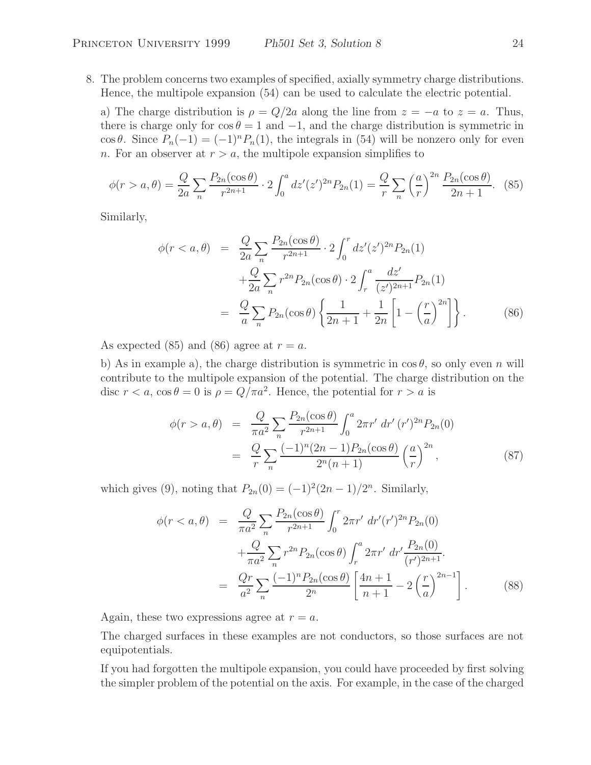8. The problem concerns two examples of specified, axially symmetry charge distributions. Hence, the multipole expansion (54) can be used to calculate the electric potential.

a) The charge distribution is $\rho = Q/2a$ along the line from $z = -a$ to $z = a$. Thus, there is charge only for $\cos\theta = 1$ and $-1$, and the charge distribution is symmetric in $\cos\theta$. Since $P_n(-1) = (-1)^n P_n(1)$, the integrals in (54) will be nonzero only for even $n$. For an observer at $r > a$, the multipole expansion simplifies to

$$\phi(r > a, \theta) = \frac{Q}{2a} \sum_n \frac{P_{2n}(\cos\theta)}{r^{2n+1}} \cdot 2\int_0^a dz'(z')^{2n} P_{2n}(1) = \frac{Q}{r} \sum_n \left(\frac{a}{r}\right)^{2n} \frac{P_{2n}(\cos\theta)}{2n+1}. \quad (85)$$

Similarly,

$$\begin{aligned} \phi(r < a, \theta) &= \frac{Q}{2a} \sum_n \frac{P_{2n}(\cos\theta)}{r^{2n+1}} \cdot 2\int_0^r dz'(z')^{2n} P_{2n}(1) \\ &\quad + \frac{Q}{2a} \sum_n r^{2n} P_{2n}(\cos\theta) \cdot 2\int_r^a \frac{dz'}{(z')^{2n+1}} P_{2n}(1) \\ &= \frac{Q}{a} \sum_n P_{2n}(\cos\theta) \left\{ \frac{1}{2n+1} + \frac{1}{2n}\left[1 - \left(\frac{r}{a}\right)^{2n}\right] \right\}. \end{aligned} \quad (86)$$

As expected (85) and (86) agree at $r = a$.

b) As in example a), the charge distribution is symmetric in $\cos\theta$, so only even $n$ will contribute to the multipole expansion of the potential. The charge distribution on the disc $r < a$, $\cos\theta = 0$ is $\rho = Q/\pi a^2$. Hence, the potential for $r > a$ is

$$\begin{aligned} \phi(r > a, \theta) &= \frac{Q}{\pi a^2} \sum_n \frac{P_{2n}(\cos\theta)}{r^{2n+1}} \int_0^a 2\pi r'\, dr'\, (r')^{2n} P_{2n}(0) \\ &= \frac{Q}{r} \sum_n \frac{(-1)^n (2n-1) P_{2n}(\cos\theta)}{2^n (n+1)} \left(\frac{a}{r}\right)^{2n}, \end{aligned} \quad (87)$$

which gives (9), noting that $P_{2n}(0) = (-1)^2(2n-1)/2^n$. Similarly,

$$\begin{aligned} \phi(r < a, \theta) &= \frac{Q}{\pi a^2} \sum_n \frac{P_{2n}(\cos\theta)}{r^{2n+1}} \int_0^r 2\pi r'\, dr' (r')^{2n} P_{2n}(0) \\ &\quad + \frac{Q}{\pi a^2} \sum_n r^{2n} P_{2n}(\cos\theta) \int_r^a 2\pi r'\, dr' \frac{P_{2n}(0)}{(r')^{2n+1}}. \\ &= \frac{Qr}{a^2} \sum_n \frac{(-1)^n P_{2n}(\cos\theta)}{2^n} \left[\frac{4n+1}{n+1} - 2\left(\frac{r}{a}\right)^{2n-1}\right]. \end{aligned} \quad (88)$$

Again, these two expressions agree at $r = a$.

The charged surfaces in these examples are not conductors, so those surfaces are not equipotentials.

If you had forgotten the multipole expansion, you could have proceeded by first solving the simpler problem of the potential on the axis. For example, in the case of the charged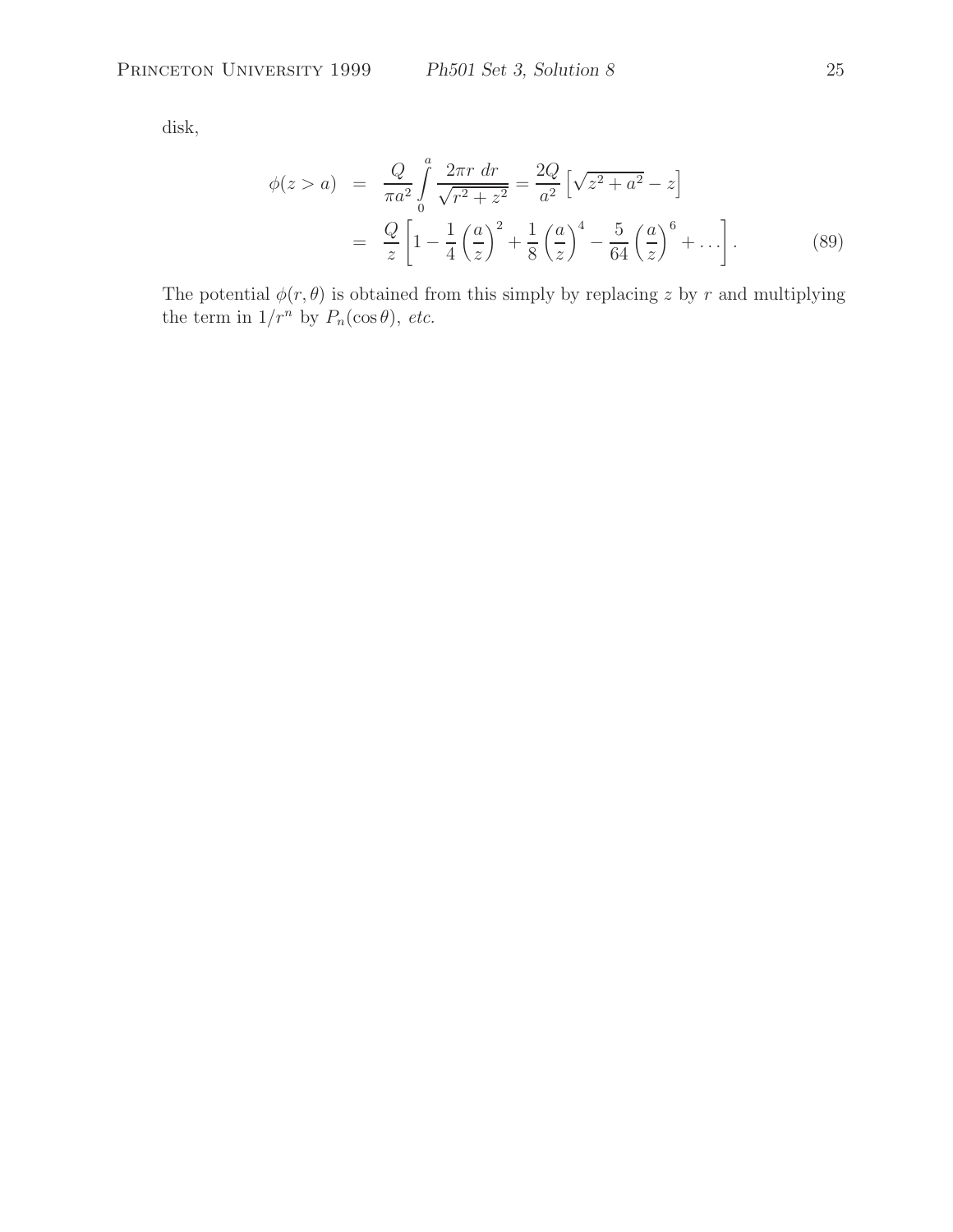disk,

$$
\begin{aligned}
\phi(z > a) &= \frac{Q}{\pi a^2} \int_0^a \frac{2\pi r \; dr}{\sqrt{r^2 + z^2}} = \frac{2Q}{a^2} \left[ \sqrt{z^2 + a^2} - z \right] \\
&= \frac{Q}{z} \left[ 1 - \frac{1}{4} \left( \frac{a}{z} \right)^2 + \frac{1}{8} \left( \frac{a}{z} \right)^4 - \frac{5}{64} \left( \frac{a}{z} \right)^6 + \ldots \right]. \qquad (89)
\end{aligned}
$$

The potential $\phi(r, \theta)$ is obtained from this simply by replacing $z$ by $r$ and multiplying the term in $1/r^n$ by $P_n(\cos\theta)$, *etc.*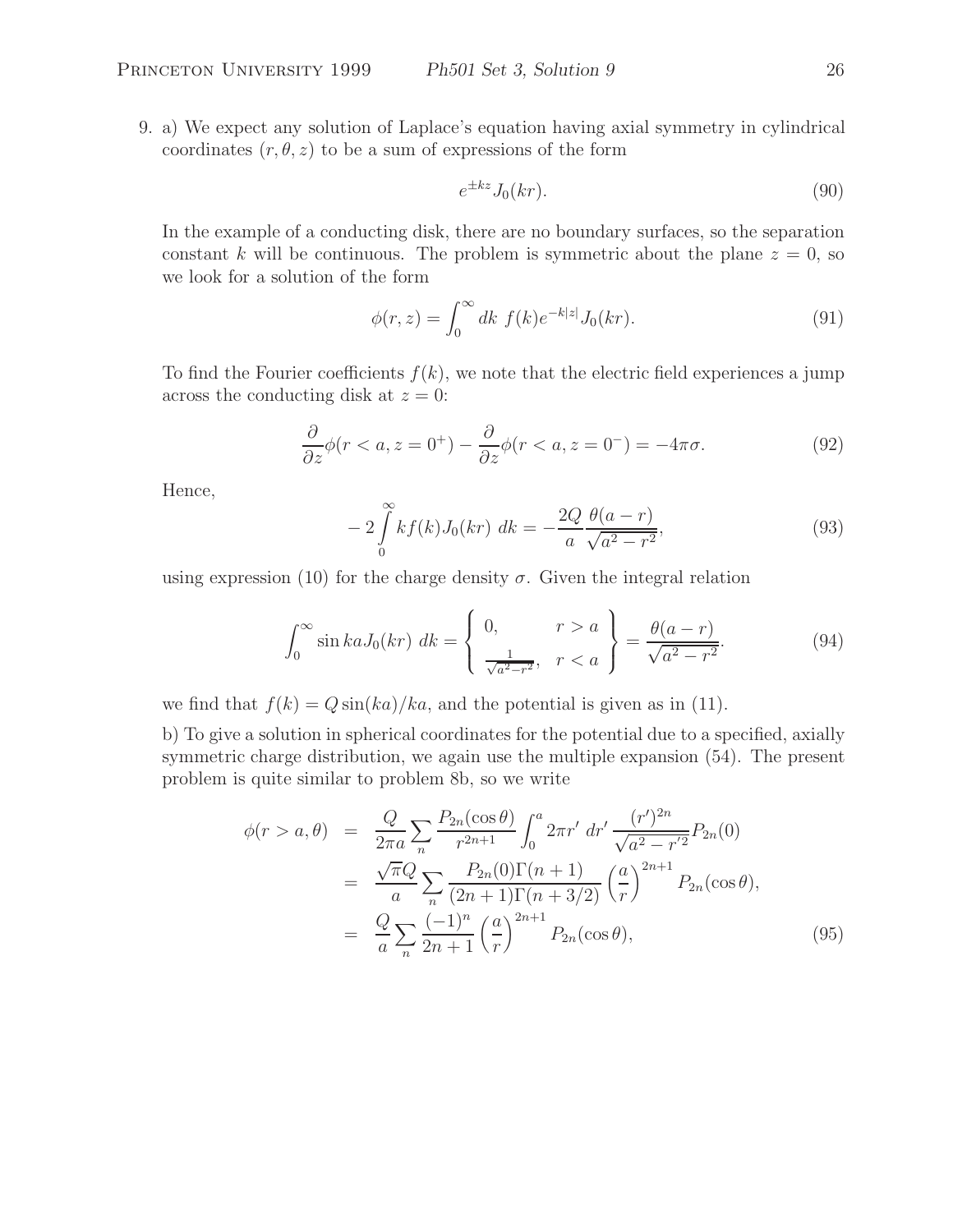9. a) We expect any solution of Laplace's equation having axial symmetry in cylindrical coordinates $(r, \theta, z)$ to be a sum of expressions of the form

$$e^{\pm kz} J_0(kr). \tag{90}$$

In the example of a conducting disk, there are no boundary surfaces, so the separation constant $k$ will be continuous. The problem is symmetric about the plane $z = 0$, so we look for a solution of the form

$$\phi(r, z) = \int_0^\infty dk\ f(k) e^{-k|z|} J_0(kr). \tag{91}$$

To find the Fourier coefficients $f(k)$, we note that the electric field experiences a jump across the conducting disk at $z = 0$:

$$\frac{\partial}{\partial z}\phi(r < a, z = 0^+) - \frac{\partial}{\partial z}\phi(r < a, z = 0^-) = -4\pi\sigma. \tag{92}$$

Hence,

$$-2\int_0^\infty k f(k) J_0(kr)\ dk = -\frac{2Q}{a}\frac{\theta(a-r)}{\sqrt{a^2 - r^2}}, \tag{93}$$

using expression (10) for the charge density $\sigma$. Given the integral relation

$$\int_0^\infty \sin ka J_0(kr)\ dk = \left\{ \begin{array}{ll} 0, & r > a \\ \frac{1}{\sqrt{a^2-r^2}}, & r < a \end{array} \right\} = \frac{\theta(a-r)}{\sqrt{a^2 - r^2}}. \tag{94}$$

we find that $f(k) = Q \sin(ka)/ka$, and the potential is given as in (11).

b) To give a solution in spherical coordinates for the potential due to a specified, axially symmetric charge distribution, we again use the multiple expansion (54). The present problem is quite similar to problem 8b, so we write

$$\begin{aligned}
\phi(r > a, \theta) &= \frac{Q}{2\pi a}\sum_n \frac{P_{2n}(\cos\theta)}{r^{2n+1}} \int_0^a 2\pi r'\ dr'\ \frac{(r')^{2n}}{\sqrt{a^2 - r'^2}} P_{2n}(0) \\
&= \frac{\sqrt{\pi}Q}{a}\sum_n \frac{P_{2n}(0)\Gamma(n+1)}{(2n+1)\Gamma(n+3/2)}\left(\frac{a}{r}\right)^{2n+1} P_{2n}(\cos\theta), \\
&= \frac{Q}{a}\sum_n \frac{(-1)^n}{2n+1}\left(\frac{a}{r}\right)^{2n+1} P_{2n}(\cos\theta),
\end{aligned} \tag{95}$$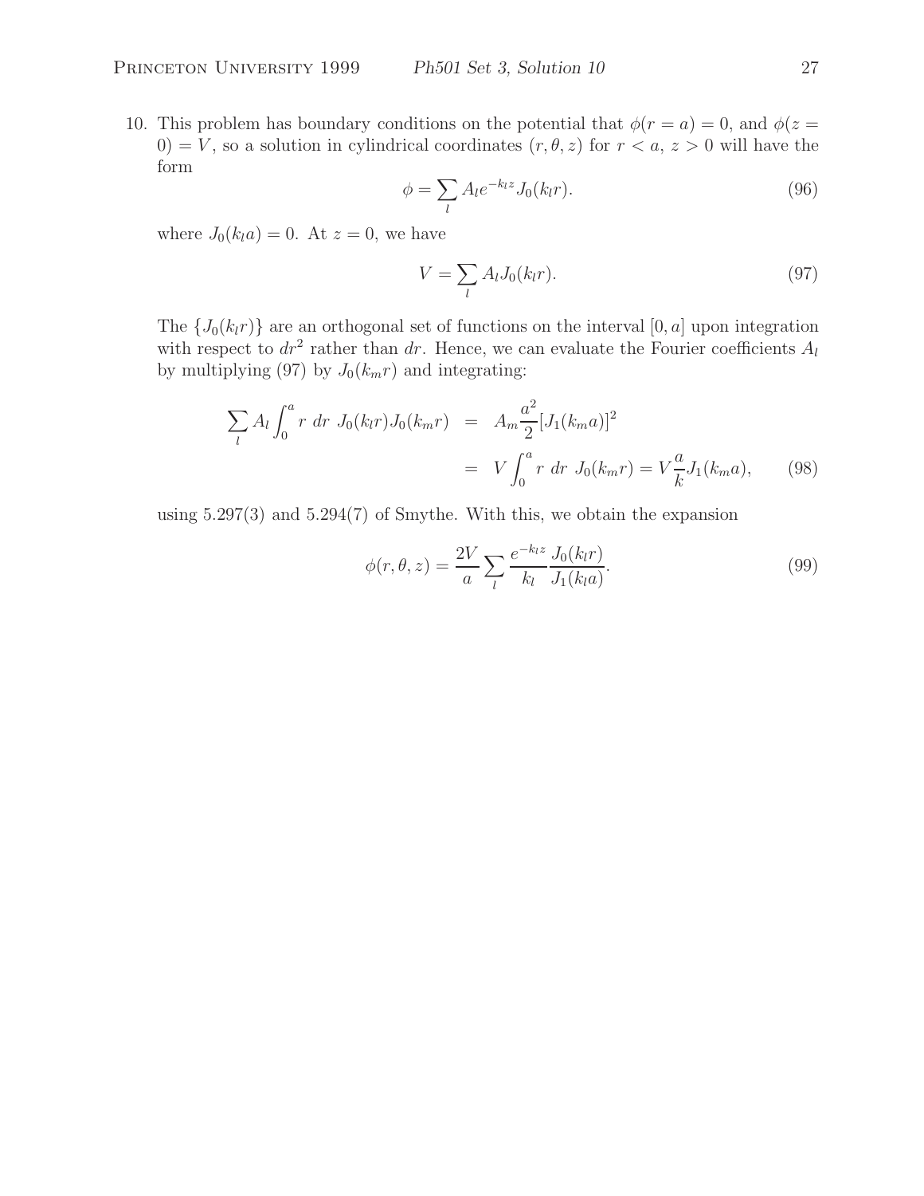10. This problem has boundary conditions on the potential that $\phi(r = a) = 0$, and $\phi(z = 0) = V$, so a solution in cylindrical coordinates $(r, \theta, z)$ for $r < a$, $z > 0$ will have the form

$$\phi = \sum_l A_l e^{-k_l z} J_0(k_l r). \tag{96}$$

where $J_0(k_l a) = 0$. At $z = 0$, we have

$$V = \sum_l A_l J_0(k_l r). \tag{97}$$

The $\{J_0(k_l r)\}$ are an orthogonal set of functions on the interval $[0, a]$ upon integration with respect to $dr^2$ rather than $dr$. Hence, we can evaluate the Fourier coefficients $A_l$ by multiplying (97) by $J_0(k_m r)$ and integrating:

$$\begin{aligned} \sum_l A_l \int_0^a r\ dr\ J_0(k_l r) J_0(k_m r) &= A_m \frac{a^2}{2} [J_1(k_m a)]^2 \\ &= V \int_0^a r\ dr\ J_0(k_m r) = V \frac{a}{k} J_1(k_m a), \end{aligned} \tag{98}$$

using 5.297(3) and 5.294(7) of Smythe. With this, we obtain the expansion

$$\phi(r, \theta, z) = \frac{2V}{a} \sum_l \frac{e^{-k_l z}}{k_l} \frac{J_0(k_l r)}{J_1(k_l a)}. \tag{99}$$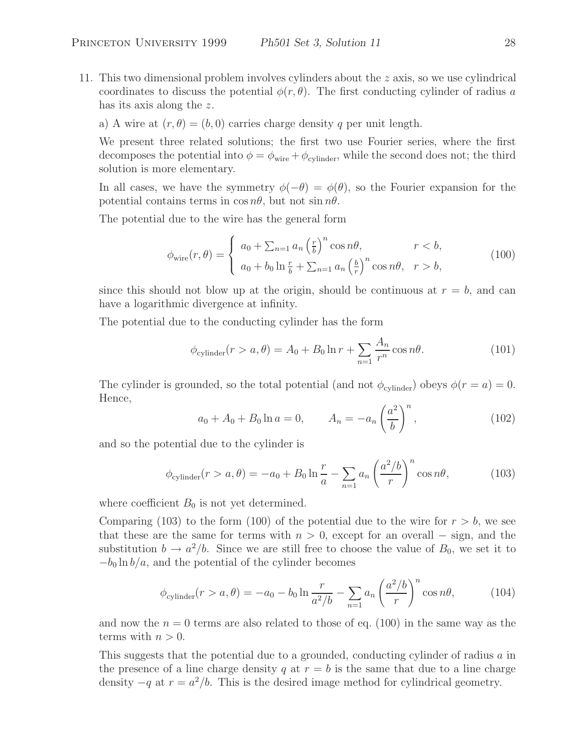11. This two dimensional problem involves cylinders about the $z$ axis, so we use cylindrical coordinates to discuss the potential $\phi(r, \theta)$. The first conducting cylinder of radius $a$ has its axis along the $z$.

a) A wire at $(r, \theta) = (b, 0)$ carries charge density $q$ per unit length.

We present three related solutions; the first two use Fourier series, where the first decomposes the potential into $\phi = \phi_{\rm wire} + \phi_{\rm cylinder}$, while the second does not; the third solution is more elementary.

In all cases, we have the symmetry $\phi(-\theta) = \phi(\theta)$, so the Fourier expansion for the potential contains terms in $\cos n\theta$, but not $\sin n\theta$.

The potential due to the wire has the general form

$$\phi_{\rm wire}(r, \theta) = \begin{cases} a_0 + \sum_{n=1} a_n \left(\frac{r}{b}\right)^n \cos n\theta, & r < b, \\ a_0 + b_0 \ln \frac{r}{b} + \sum_{n=1} a_n \left(\frac{b}{r}\right)^n \cos n\theta, & r > b, \end{cases} \tag{100}$$

since this should not blow up at the origin, should be continuous at $r = b$, and can have a logarithmic divergence at infinity.

The potential due to the conducting cylinder has the form

$$\phi_{\rm cylinder}(r > a, \theta) = A_0 + B_0 \ln r + \sum_{n=1} \frac{A_n}{r^n} \cos n\theta. \tag{101}$$

The cylinder is grounded, so the total potential (and not $\phi_{\rm cylinder}$) obeys $\phi(r = a) = 0$. Hence,

$$a_0 + A_0 + B_0 \ln a = 0, \qquad A_n = -a_n \left(\frac{a^2}{b}\right)^n, \tag{102}$$

and so the potential due to the cylinder is

$$\phi_{\rm cylinder}(r > a, \theta) = -a_0 + B_0 \ln \frac{r}{a} - \sum_{n=1} a_n \left(\frac{a^2/b}{r}\right)^n \cos n\theta, \tag{103}$$

where coefficient $B_0$ is not yet determined.

Comparing (103) to the form (100) of the potential due to the wire for $r > b$, we see that these are the same for terms with $n > 0$, except for an overall $-$ sign, and the substitution $b \to a^2/b$. Since we are still free to choose the value of $B_0$, we set it to $-b_0 \ln b/a$, and the potential of the cylinder becomes

$$\phi_{\rm cylinder}(r > a, \theta) = -a_0 - b_0 \ln \frac{r}{a^2/b} - \sum_{n=1} a_n \left(\frac{a^2/b}{r}\right)^n \cos n\theta, \tag{104}$$

and now the $n = 0$ terms are also related to those of eq. (100) in the same way as the terms with $n > 0$.

This suggests that the potential due to a grounded, conducting cylinder of radius $a$ in the presence of a line charge density $q$ at $r = b$ is the same that due to a line charge density $-q$ at $r = a^2/b$. This is the desired image method for cylindrical geometry.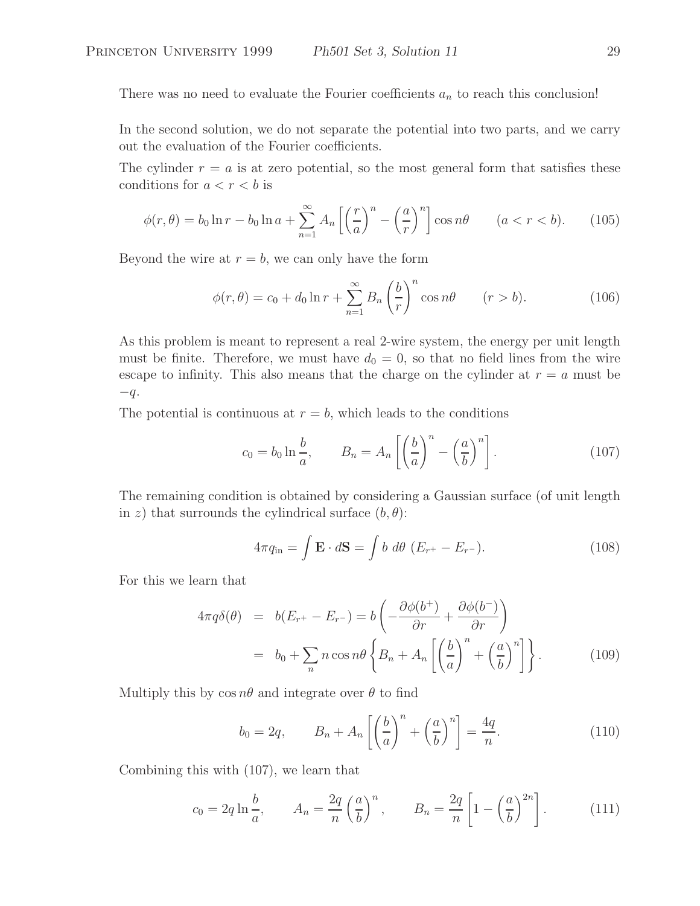There was no need to evaluate the Fourier coefficients $a_n$ to reach this conclusion!

In the second solution, we do not separate the potential into two parts, and we carry out the evaluation of the Fourier coefficients.

The cylinder $r = a$ is at zero potential, so the most general form that satisfies these conditions for $a < r < b$ is

$$\phi(r, \theta) = b_0 \ln r - b_0 \ln a + \sum_{n=1}^{\infty} A_n \left[ \left( \frac{r}{a} \right)^n - \left( \frac{a}{r} \right)^n \right] \cos n\theta \qquad (a < r < b). \tag{105}$$

Beyond the wire at $r = b$, we can only have the form

$$\phi(r, \theta) = c_0 + d_0 \ln r + \sum_{n=1}^{\infty} B_n \left( \frac{b}{r} \right)^n \cos n\theta \qquad (r > b). \tag{106}$$

As this problem is meant to represent a real 2-wire system, the energy per unit length must be finite. Therefore, we must have $d_0 = 0$, so that no field lines from the wire escape to infinity. This also means that the charge on the cylinder at $r = a$ must be $-q$.

The potential is continuous at $r = b$, which leads to the conditions

$$c_0 = b_0 \ln \frac{b}{a}, \qquad B_n = A_n \left[ \left( \frac{b}{a} \right)^n - \left( \frac{a}{b} \right)^n \right]. \tag{107}$$

The remaining condition is obtained by considering a Gaussian surface (of unit length in $z$) that surrounds the cylindrical surface $(b, \theta)$:

$$4\pi q_{\rm in} = \int \mathbf{E} \cdot d\mathbf{S} = \int b \, d\theta \, (E_{r^+} - E_{r^-}). \tag{108}$$

For this we learn that

$$\begin{aligned} 4\pi q \delta(\theta) &= b(E_{r^+} - E_{r^-}) = b \left( -\frac{\partial \phi(b^+)}{\partial r} + \frac{\partial \phi(b^-)}{\partial r} \right) \\ &= b_0 + \sum_n n \cos n\theta \left\{ B_n + A_n \left[ \left( \frac{b}{a} \right)^n + \left( \frac{a}{b} \right)^n \right] \right\}. \end{aligned} \tag{109}$$

Multiply this by $\cos n\theta$ and integrate over $\theta$ to find

$$b_0 = 2q, \qquad B_n + A_n \left[ \left( \frac{b}{a} \right)^n + \left( \frac{a}{b} \right)^n \right] = \frac{4q}{n}. \tag{110}$$

Combining this with (107), we learn that

$$c_0 = 2q \ln \frac{b}{a}, \qquad A_n = \frac{2q}{n} \left( \frac{a}{b} \right)^n, \qquad B_n = \frac{2q}{n} \left[ 1 - \left( \frac{a}{b} \right)^{2n} \right]. \tag{111}$$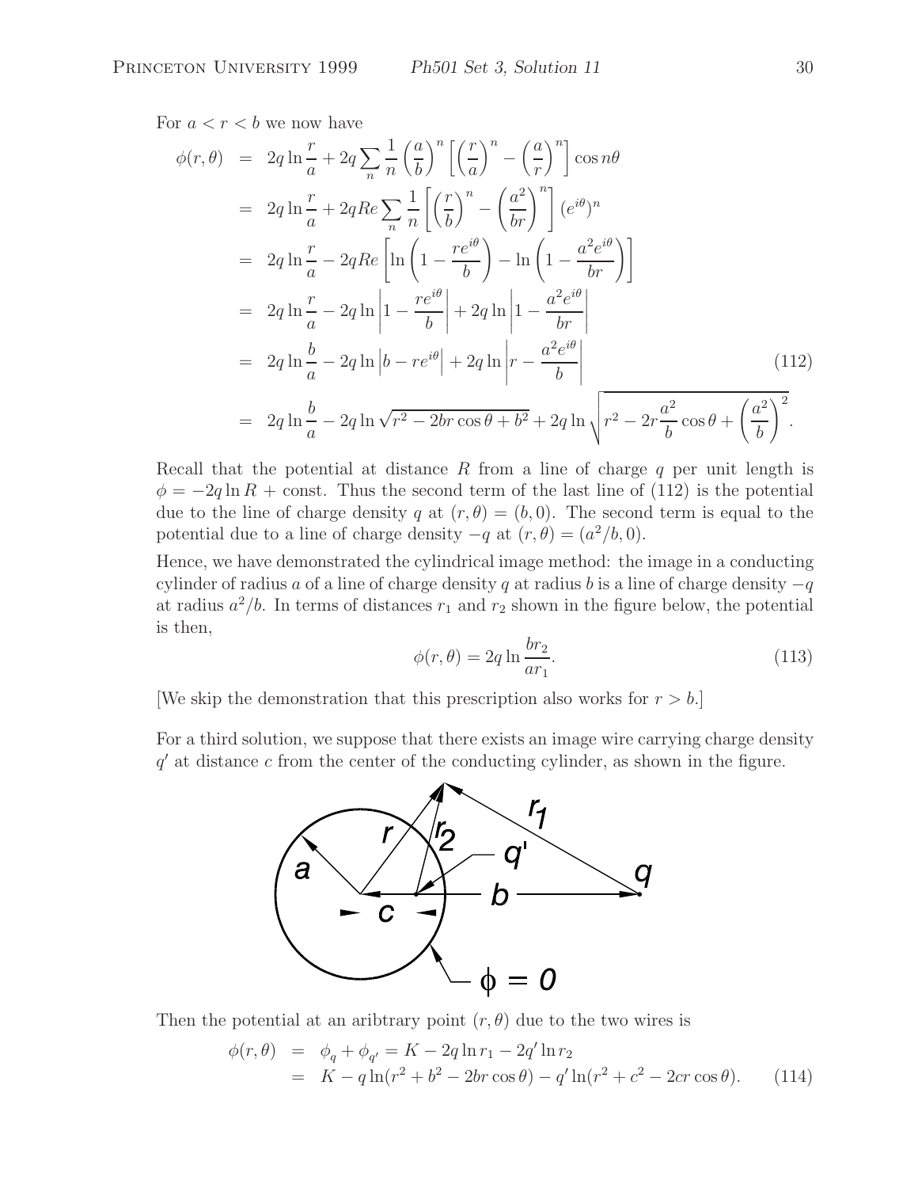For $a < r < b$ we now have

$$
\begin{aligned}
\phi(r,\theta) &= 2q\ln\frac{r}{a} + 2q\sum_n \frac{1}{n}\left(\frac{a}{b}\right)^n\left[\left(\frac{r}{a}\right)^n - \left(\frac{a}{r}\right)^n\right]\cos n\theta \\
&= 2q\ln\frac{r}{a} + 2qRe\sum_n \frac{1}{n}\left[\left(\frac{r}{b}\right)^n - \left(\frac{a^2}{br}\right)^n\right](e^{i\theta})^n \\
&= 2q\ln\frac{r}{a} - 2qRe\left[\ln\left(1-\frac{re^{i\theta}}{b}\right) - \ln\left(1-\frac{a^2e^{i\theta}}{br}\right)\right] \\
&= 2q\ln\frac{r}{a} - 2q\ln\left|1-\frac{re^{i\theta}}{b}\right| + 2q\ln\left|1-\frac{a^2e^{i\theta}}{br}\right| \\
&= 2q\ln\frac{b}{a} - 2q\ln\left|b-re^{i\theta}\right| + 2q\ln\left|r-\frac{a^2e^{i\theta}}{b}\right| \qquad (112)\\
&= 2q\ln\frac{b}{a} - 2q\ln\sqrt{r^2-2br\cos\theta+b^2} + 2q\ln\sqrt{r^2-2r\frac{a^2}{b}\cos\theta+\left(\frac{a^2}{b}\right)^2}.
\end{aligned}
$$

Recall that the potential at distance $R$ from a line of charge $q$ per unit length is $\phi = -2q\ln R + \text{const}$. Thus the second term of the last line of (112) is the potential due to the line of charge density $q$ at $(r,\theta) = (b,0)$. The second term is equal to the potential due to a line of charge density $-q$ at $(r,\theta) = (a^2/b, 0)$.

Hence, we have demonstrated the cylindrical image method: the image in a conducting cylinder of radius $a$ of a line of charge density $q$ at radius $b$ is a line of charge density $-q$ at radius $a^2/b$. In terms of distances $r_1$ and $r_2$ shown in the figure below, the potential is then,

$$
\phi(r,\theta) = 2q\ln\frac{br_2}{ar_1}. \qquad (113)
$$

[We skip the demonstration that this prescription also works for $r > b$.]

For a third solution, we suppose that there exists an image wire carrying charge density $q'$ at distance $c$ from the center of the conducting cylinder, as shown in the figure.

Then the potential at an aribtrary point $(r,\theta)$ due to the two wires is

$$
\begin{aligned}
\phi(r,\theta) &= \phi_q + \phi_{q'} = K - 2q\ln r_1 - 2q'\ln r_2 \\
&= K - q\ln(r^2+b^2-2br\cos\theta) - q'\ln(r^2+c^2-2cr\cos\theta). \qquad (114)
\end{aligned}
$$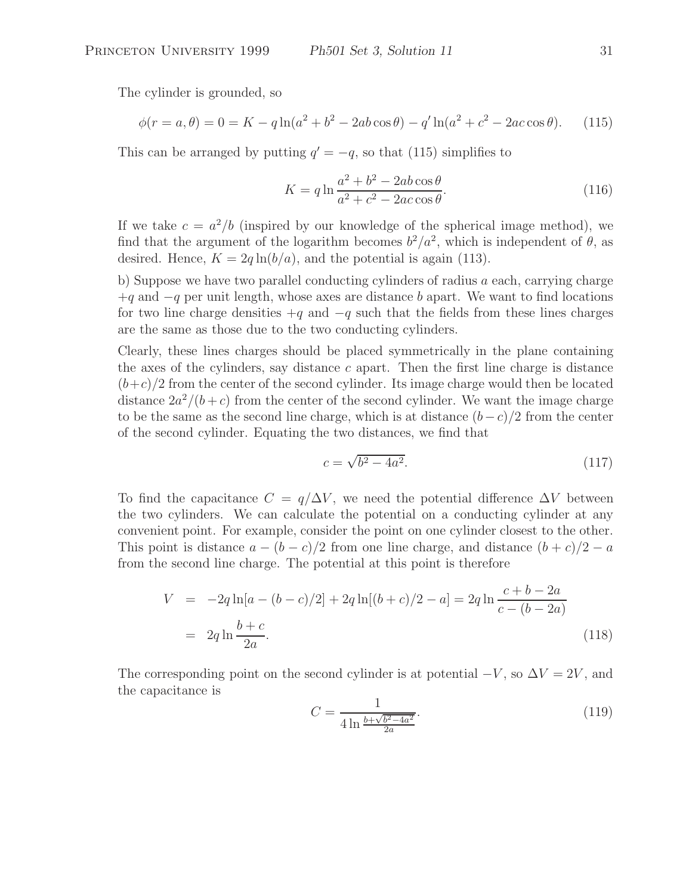The cylinder is grounded, so

$$\phi(r = a, \theta) = 0 = K - q \ln(a^2 + b^2 - 2ab\cos\theta) - q' \ln(a^2 + c^2 - 2ac\cos\theta). \tag{115}$$

This can be arranged by putting $q' = -q$, so that (115) simplifies to

$$K = q \ln \frac{a^2 + b^2 - 2ab\cos\theta}{a^2 + c^2 - 2ac\cos\theta}. \tag{116}$$

If we take $c = a^2/b$ (inspired by our knowledge of the spherical image method), we find that the argument of the logarithm becomes $b^2/a^2$, which is independent of $\theta$, as desired. Hence, $K = 2q\ln(b/a)$, and the potential is again (113).

b) Suppose we have two parallel conducting cylinders of radius $a$ each, carrying charge $+q$ and $-q$ per unit length, whose axes are distance $b$ apart. We want to find locations for two line charge densities $+q$ and $-q$ such that the fields from these lines charges are the same as those due to the two conducting cylinders.

Clearly, these lines charges should be placed symmetrically in the plane containing the axes of the cylinders, say distance $c$ apart. Then the first line charge is distance $(b+c)/2$ from the center of the second cylinder. Its image charge would then be located distance $2a^2/(b+c)$ from the center of the second cylinder. We want the image charge to be the same as the second line charge, which is at distance $(b-c)/2$ from the center of the second cylinder. Equating the two distances, we find that

$$c = \sqrt{b^2 - 4a^2}. \tag{117}$$

To find the capacitance $C = q/\Delta V$, we need the potential difference $\Delta V$ between the two cylinders. We can calculate the potential on a conducting cylinder at any convenient point. For example, consider the point on one cylinder closest to the other. This point is distance $a - (b-c)/2$ from one line charge, and distance $(b+c)/2 - a$ from the second line charge. The potential at this point is therefore

$$\begin{aligned} V &= -2q\ln[a - (b-c)/2] + 2q\ln[(b+c)/2 - a] = 2q \ln \frac{c + b - 2a}{c - (b - 2a)} \\ &= 2q \ln \frac{b+c}{2a}. \end{aligned} \tag{118}$$

The corresponding point on the second cylinder is at potential $-V$, so $\Delta V = 2V$, and the capacitance is

$$C = \frac{1}{4 \ln \frac{b + \sqrt{b^2 - 4a^2}}{2a}}. \tag{119}$$